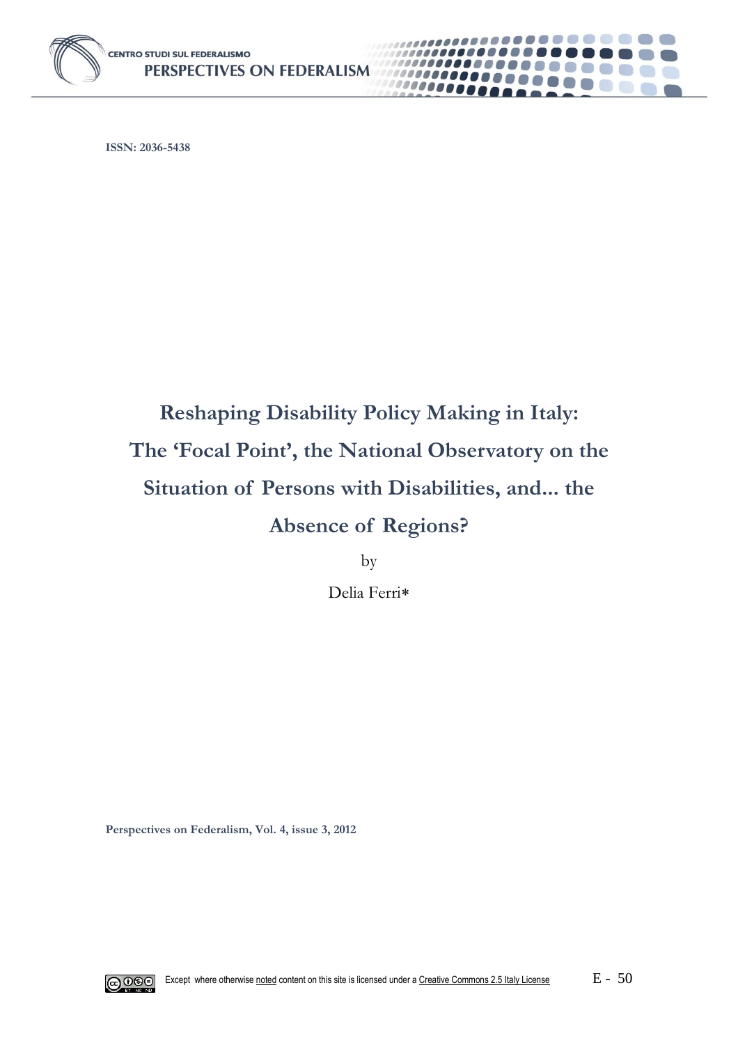ISSN: 2036-5438

# Reshaping Disability Policy Making in Italy: The 'Focal Point', the National Observatory on the Situation of Persons with Disabilities, and... the Absence of Regions?

by

Delia Ferri*

Perspectives on Federalism, Vol. 4, issue 3, 2012

Except where otherwise noted content on this site is licensed under a Creative Commons 2.5 Italy License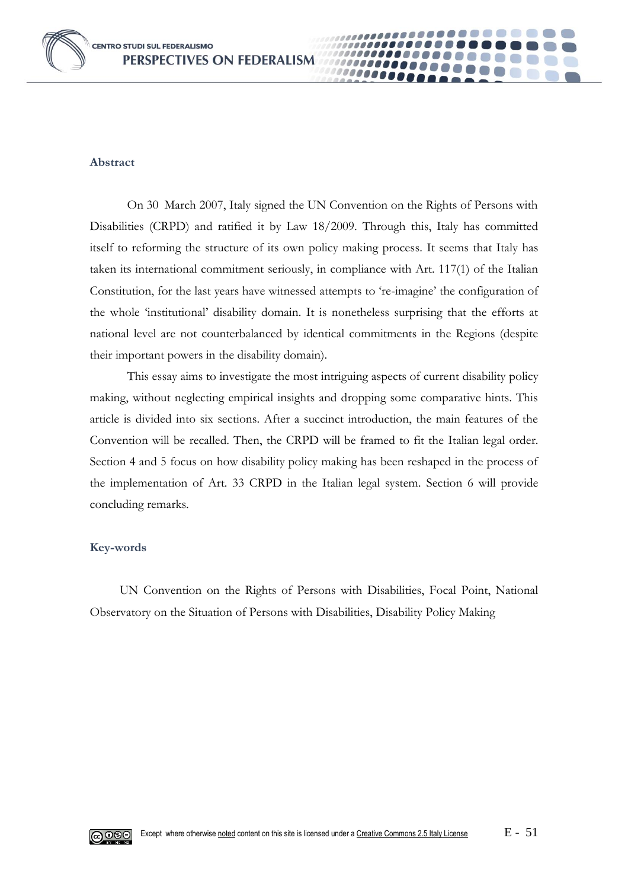## Abstract

On 30 March 2007, Italy signed the UN Convention on the Rights of Persons with Disabilities (CRPD) and ratified it by Law 18/2009. Through this, Italy has committed itself to reforming the structure of its own policy making process. It seems that Italy has taken its international commitment seriously, in compliance with Art. 117(1) of the Italian Constitution, for the last years have witnessed attempts to 're-imagine' the configuration of the whole 'institutional' disability domain. It is nonetheless surprising that the efforts at national level are not counterbalanced by identical commitments in the Regions (despite their important powers in the disability domain).

This essay aims to investigate the most intriguing aspects of current disability policy making, without neglecting empirical insights and dropping some comparative hints. This article is divided into six sections. After a succinct introduction, the main features of the Convention will be recalled. Then, the CRPD will be framed to fit the Italian legal order. Section 4 and 5 focus on how disability policy making has been reshaped in the process of the implementation of Art. 33 CRPD in the Italian legal system. Section 6 will provide concluding remarks.

## Key-words

UN Convention on the Rights of Persons with Disabilities, Focal Point, National Observatory on the Situation of Persons with Disabilities, Disability Policy Making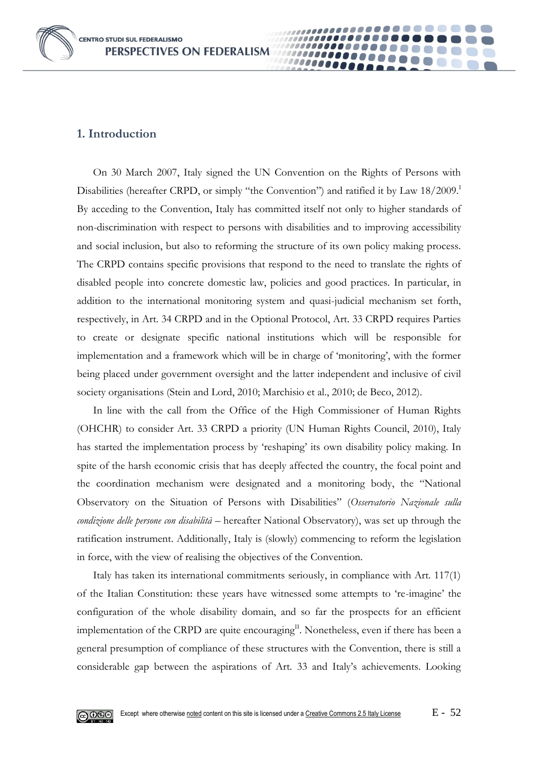## 1. Introduction

On 30 March 2007, Italy signed the UN Convention on the Rights of Persons with Disabilities (hereafter CRPD, or simply "the Convention") and ratified it by Law 18/2009.[1] By acceding to the Convention, Italy has committed itself not only to higher standards of non-discrimination with respect to persons with disabilities and to improving accessibility and social inclusion, but also to reforming the structure of its own policy making process. The CRPD contains specific provisions that respond to the need to translate the rights of disabled people into concrete domestic law, policies and good practices. In particular, in addition to the international monitoring system and quasi-judicial mechanism set forth, respectively, in Art. 34 CRPD and in the Optional Protocol, Art. 33 CRPD requires Parties to create or designate specific national institutions which will be responsible for implementation and a framework which will be in charge of 'monitoring', with the former being placed under government oversight and the latter independent and inclusive of civil society organisations (Stein and Lord, 2010; Marchisio et al., 2010; de Beco, 2012).

In line with the call from the Office of the High Commissioner of Human Rights (OHCHR) to consider Art. 33 CRPD a priority (UN Human Rights Council, 2010), Italy has started the implementation process by 'reshaping' its own disability policy making. In spite of the harsh economic crisis that has deeply affected the country, the focal point and the coordination mechanism were designated and a monitoring body, the "National Observatory on the Situation of Persons with Disabilities" (*Osservatorio Nazionale sulla condizione delle persone con disabilità* – hereafter National Observatory), was set up through the ratification instrument. Additionally, Italy is (slowly) commencing to reform the legislation in force, with the view of realising the objectives of the Convention.

Italy has taken its international commitments seriously, in compliance with Art. 117(1) of the Italian Constitution: these years have witnessed some attempts to 're-imagine' the configuration of the whole disability domain, and so far the prospects for an efficient implementation of the CRPD are quite encouraging[II]. Nonetheless, even if there has been a general presumption of compliance of these structures with the Convention, there is still a considerable gap between the aspirations of Art. 33 and Italy's achievements. Looking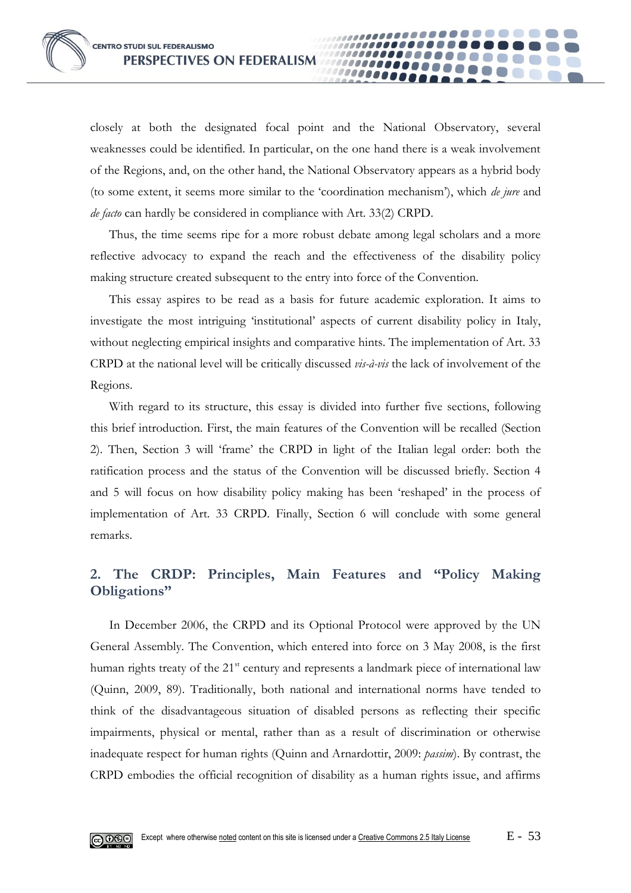closely at both the designated focal point and the National Observatory, several weaknesses could be identified. In particular, on the one hand there is a weak involvement of the Regions, and, on the other hand, the National Observatory appears as a hybrid body (to some extent, it seems more similar to the 'coordination mechanism'), which *de jure* and *de facto* can hardly be considered in compliance with Art. 33(2) CRPD.

Thus, the time seems ripe for a more robust debate among legal scholars and a more reflective advocacy to expand the reach and the effectiveness of the disability policy making structure created subsequent to the entry into force of the Convention.

This essay aspires to be read as a basis for future academic exploration. It aims to investigate the most intriguing 'institutional' aspects of current disability policy in Italy, without neglecting empirical insights and comparative hints. The implementation of Art. 33 CRPD at the national level will be critically discussed *vis-à-vis* the lack of involvement of the Regions.

With regard to its structure, this essay is divided into further five sections, following this brief introduction. First, the main features of the Convention will be recalled (Section 2). Then, Section 3 will 'frame' the CRPD in light of the Italian legal order: both the ratification process and the status of the Convention will be discussed briefly. Section 4 and 5 will focus on how disability policy making has been 'reshaped' in the process of implementation of Art. 33 CRPD. Finally, Section 6 will conclude with some general remarks.

## 2. The CRDP: Principles, Main Features and "Policy Making Obligations"

In December 2006, the CRPD and its Optional Protocol were approved by the UN General Assembly. The Convention, which entered into force on 3 May 2008, is the first human rights treaty of the 21st century and represents a landmark piece of international law (Quinn, 2009, 89). Traditionally, both national and international norms have tended to think of the disadvantageous situation of disabled persons as reflecting their specific impairments, physical or mental, rather than as a result of discrimination or otherwise inadequate respect for human rights (Quinn and Arnardottir, 2009: *passim*). By contrast, the CRPD embodies the official recognition of disability as a human rights issue, and affirms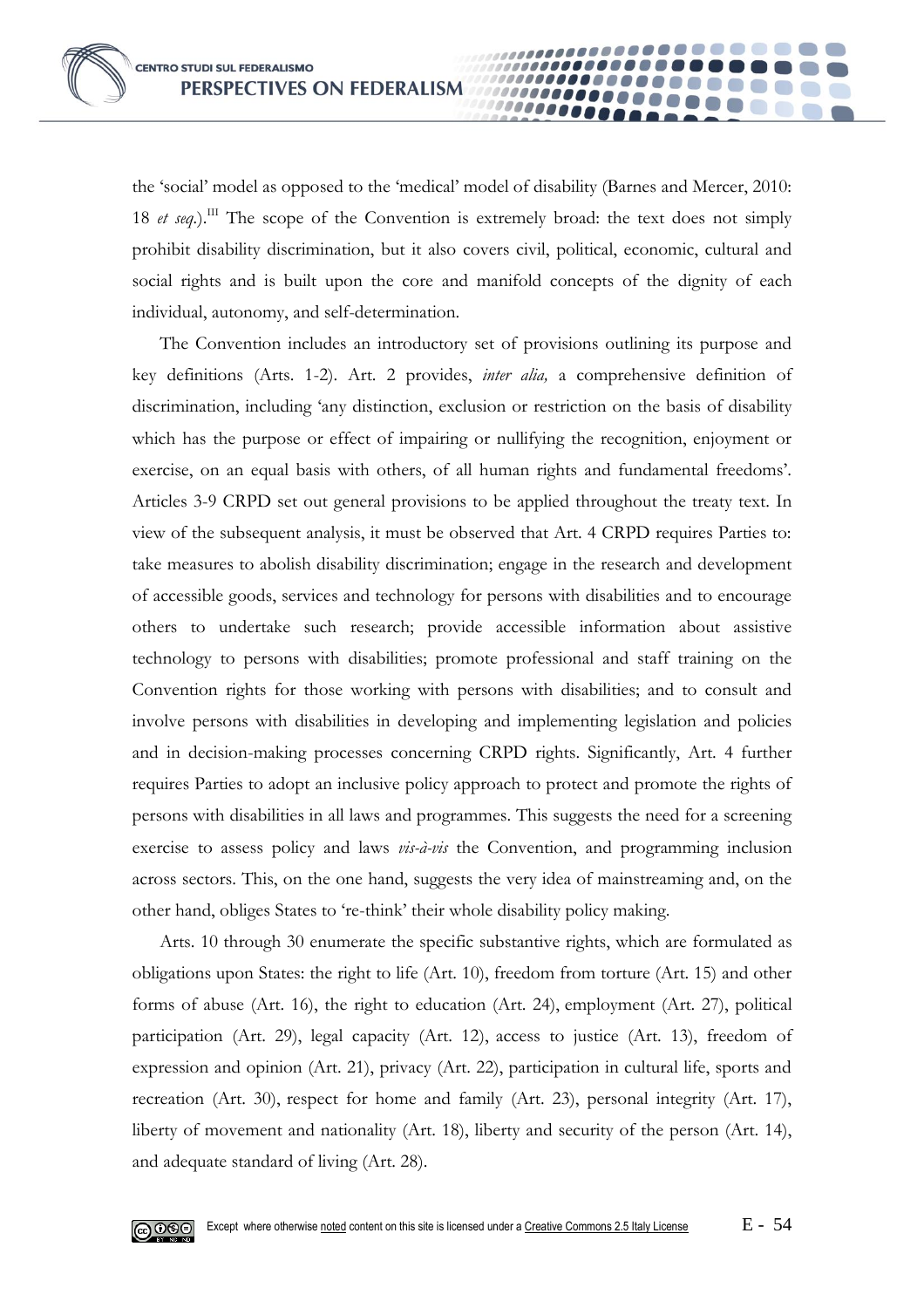the 'social' model as opposed to the 'medical' model of disability (Barnes and Mercer, 2010: 18 *et seq.*).[III] The scope of the Convention is extremely broad: the text does not simply prohibit disability discrimination, but it also covers civil, political, economic, cultural and social rights and is built upon the core and manifold concepts of the dignity of each individual, autonomy, and self-determination.

The Convention includes an introductory set of provisions outlining its purpose and key definitions (Arts. 1-2). Art. 2 provides, *inter alia,* a comprehensive definition of discrimination, including 'any distinction, exclusion or restriction on the basis of disability which has the purpose or effect of impairing or nullifying the recognition, enjoyment or exercise, on an equal basis with others, of all human rights and fundamental freedoms'. Articles 3-9 CRPD set out general provisions to be applied throughout the treaty text. In view of the subsequent analysis, it must be observed that Art. 4 CRPD requires Parties to: take measures to abolish disability discrimination; engage in the research and development of accessible goods, services and technology for persons with disabilities and to encourage others to undertake such research; provide accessible information about assistive technology to persons with disabilities; promote professional and staff training on the Convention rights for those working with persons with disabilities; and to consult and involve persons with disabilities in developing and implementing legislation and policies and in decision-making processes concerning CRPD rights. Significantly, Art. 4 further requires Parties to adopt an inclusive policy approach to protect and promote the rights of persons with disabilities in all laws and programmes. This suggests the need for a screening exercise to assess policy and laws *vis-à-vis* the Convention, and programming inclusion across sectors. This, on the one hand, suggests the very idea of mainstreaming and, on the other hand, obliges States to 're-think' their whole disability policy making.

Arts. 10 through 30 enumerate the specific substantive rights, which are formulated as obligations upon States: the right to life (Art. 10), freedom from torture (Art. 15) and other forms of abuse (Art. 16), the right to education (Art. 24), employment (Art. 27), political participation (Art. 29), legal capacity (Art. 12), access to justice (Art. 13), freedom of expression and opinion (Art. 21), privacy (Art. 22), participation in cultural life, sports and recreation (Art. 30), respect for home and family (Art. 23), personal integrity (Art. 17), liberty of movement and nationality (Art. 18), liberty and security of the person (Art. 14), and adequate standard of living (Art. 28).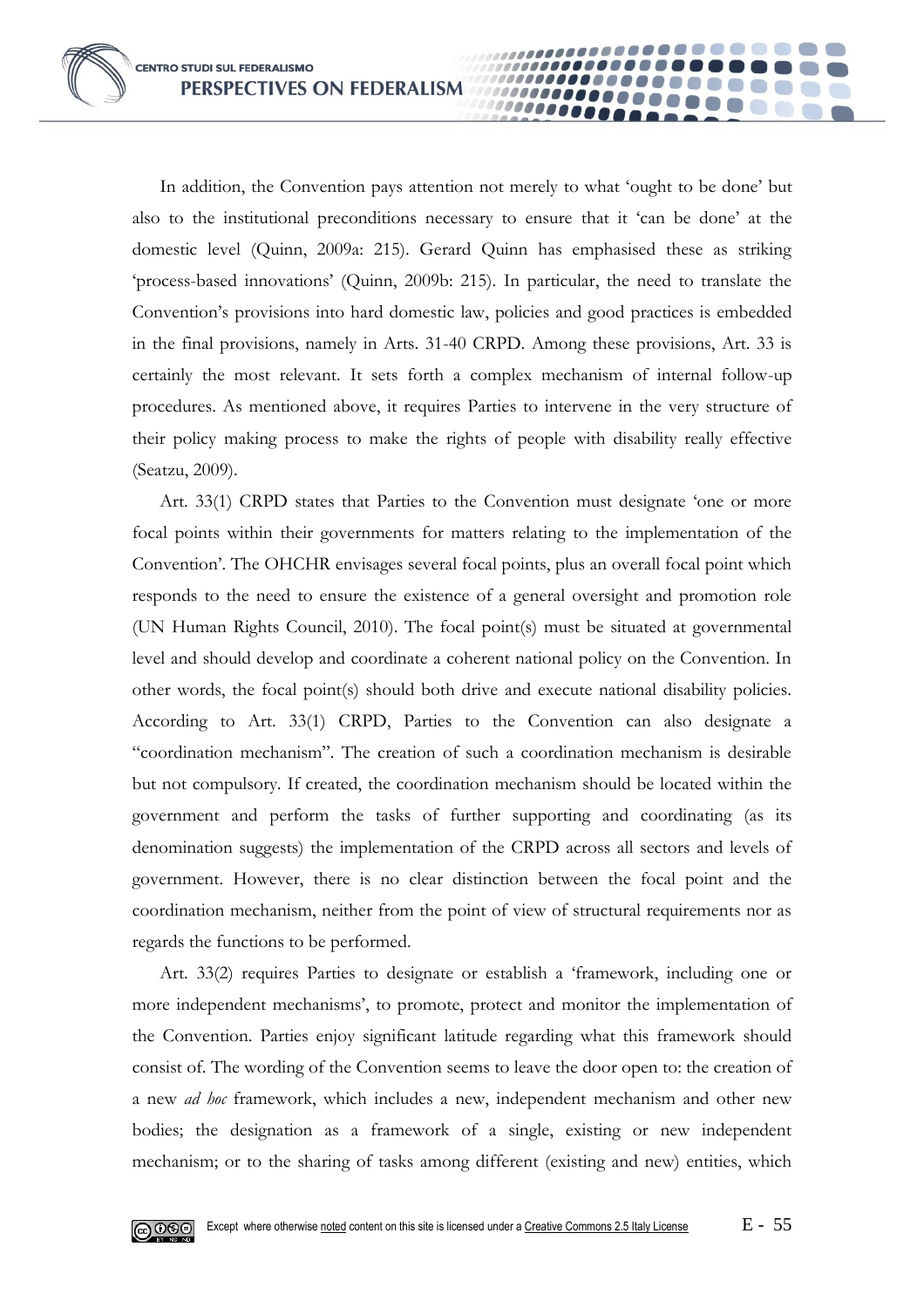In addition, the Convention pays attention not merely to what 'ought to be done' but also to the institutional preconditions necessary to ensure that it 'can be done' at the domestic level (Quinn, 2009a: 215). Gerard Quinn has emphasised these as striking 'process-based innovations' (Quinn, 2009b: 215). In particular, the need to translate the Convention's provisions into hard domestic law, policies and good practices is embedded in the final provisions, namely in Arts. 31-40 CRPD. Among these provisions, Art. 33 is certainly the most relevant. It sets forth a complex mechanism of internal follow-up procedures. As mentioned above, it requires Parties to intervene in the very structure of their policy making process to make the rights of people with disability really effective (Seatzu, 2009).

Art. 33(1) CRPD states that Parties to the Convention must designate 'one or more focal points within their governments for matters relating to the implementation of the Convention'. The OHCHR envisages several focal points, plus an overall focal point which responds to the need to ensure the existence of a general oversight and promotion role (UN Human Rights Council, 2010). The focal point(s) must be situated at governmental level and should develop and coordinate a coherent national policy on the Convention. In other words, the focal point(s) should both drive and execute national disability policies. According to Art. 33(1) CRPD, Parties to the Convention can also designate a "coordination mechanism". The creation of such a coordination mechanism is desirable but not compulsory. If created, the coordination mechanism should be located within the government and perform the tasks of further supporting and coordinating (as its denomination suggests) the implementation of the CRPD across all sectors and levels of government. However, there is no clear distinction between the focal point and the coordination mechanism, neither from the point of view of structural requirements nor as regards the functions to be performed.

Art. 33(2) requires Parties to designate or establish a 'framework, including one or more independent mechanisms', to promote, protect and monitor the implementation of the Convention. Parties enjoy significant latitude regarding what this framework should consist of. The wording of the Convention seems to leave the door open to: the creation of a new *ad hoc* framework, which includes a new, independent mechanism and other new bodies; the designation as a framework of a single, existing or new independent mechanism; or to the sharing of tasks among different (existing and new) entities, which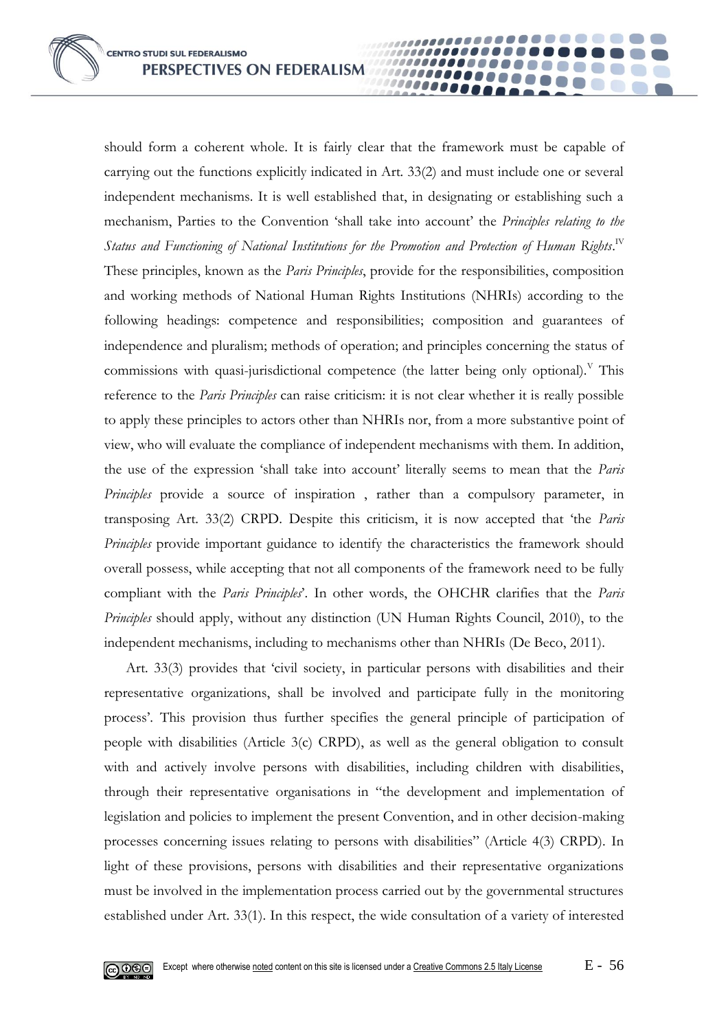should form a coherent whole. It is fairly clear that the framework must be capable of carrying out the functions explicitly indicated in Art. 33(2) and must include one or several independent mechanisms. It is well established that, in designating or establishing such a mechanism, Parties to the Convention 'shall take into account' the *Principles relating to the Status and Functioning of National Institutions for the Promotion and Protection of Human Rights*.[IV] These principles, known as the *Paris Principles*, provide for the responsibilities, composition and working methods of National Human Rights Institutions (NHRIs) according to the following headings: competence and responsibilities; composition and guarantees of independence and pluralism; methods of operation; and principles concerning the status of commissions with quasi-jurisdictional competence (the latter being only optional).[V] This reference to the *Paris Principles* can raise criticism: it is not clear whether it is really possible to apply these principles to actors other than NHRIs nor, from a more substantive point of view, who will evaluate the compliance of independent mechanisms with them. In addition, the use of the expression 'shall take into account' literally seems to mean that the *Paris Principles* provide a source of inspiration , rather than a compulsory parameter, in transposing Art. 33(2) CRPD. Despite this criticism, it is now accepted that 'the *Paris Principles* provide important guidance to identify the characteristics the framework should overall possess, while accepting that not all components of the framework need to be fully compliant with the *Paris Principles*'. In other words, the OHCHR clarifies that the *Paris Principles* should apply, without any distinction (UN Human Rights Council, 2010), to the independent mechanisms, including to mechanisms other than NHRIs (De Beco, 2011).

Art. 33(3) provides that 'civil society, in particular persons with disabilities and their representative organizations, shall be involved and participate fully in the monitoring process'. This provision thus further specifies the general principle of participation of people with disabilities (Article 3(c) CRPD), as well as the general obligation to consult with and actively involve persons with disabilities, including children with disabilities, through their representative organisations in "the development and implementation of legislation and policies to implement the present Convention, and in other decision-making processes concerning issues relating to persons with disabilities" (Article 4(3) CRPD). In light of these provisions, persons with disabilities and their representative organizations must be involved in the implementation process carried out by the governmental structures established under Art. 33(1). In this respect, the wide consultation of a variety of interested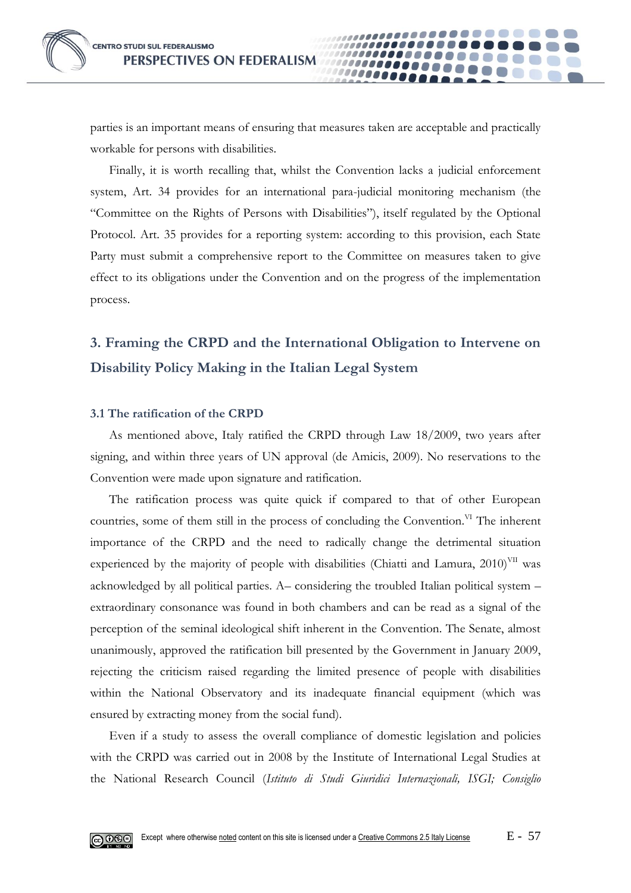parties is an important means of ensuring that measures taken are acceptable and practically workable for persons with disabilities.

Finally, it is worth recalling that, whilst the Convention lacks a judicial enforcement system, Art. 34 provides for an international para-judicial monitoring mechanism (the "Committee on the Rights of Persons with Disabilities"), itself regulated by the Optional Protocol. Art. 35 provides for a reporting system: according to this provision, each State Party must submit a comprehensive report to the Committee on measures taken to give effect to its obligations under the Convention and on the progress of the implementation process.

## 3. Framing the CRPD and the International Obligation to Intervene on Disability Policy Making in the Italian Legal System

### 3.1 The ratification of the CRPD

As mentioned above, Italy ratified the CRPD through Law 18/2009, two years after signing, and within three years of UN approval (de Amicis, 2009). No reservations to the Convention were made upon signature and ratification.

The ratification process was quite quick if compared to that of other European countries, some of them still in the process of concluding the Convention.[VI] The inherent importance of the CRPD and the need to radically change the detrimental situation experienced by the majority of people with disabilities (Chiatti and Lamura, 2010)[VII] was acknowledged by all political parties. A– considering the troubled Italian political system – extraordinary consonance was found in both chambers and can be read as a signal of the perception of the seminal ideological shift inherent in the Convention. The Senate, almost unanimously, approved the ratification bill presented by the Government in January 2009, rejecting the criticism raised regarding the limited presence of people with disabilities within the National Observatory and its inadequate financial equipment (which was ensured by extracting money from the social fund).

Even if a study to assess the overall compliance of domestic legislation and policies with the CRPD was carried out in 2008 by the Institute of International Legal Studies at the National Research Council (*Istituto di Studi Giuridici Internazionali, ISGI; Consiglio*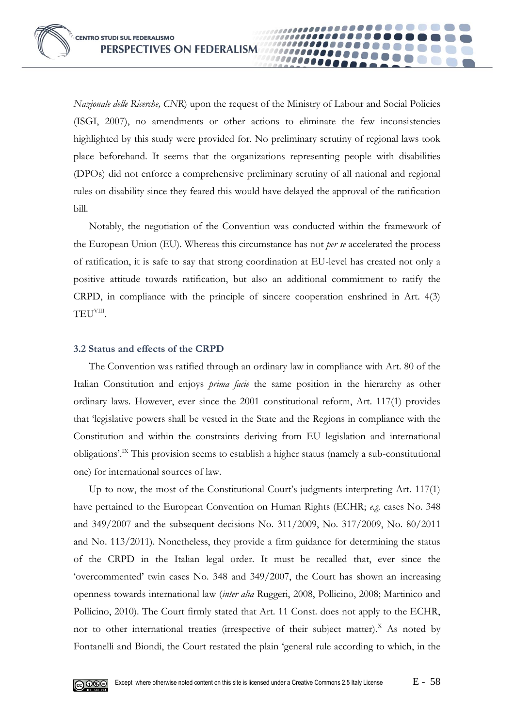*Nazionale delle Ricerche, CNR*) upon the request of the Ministry of Labour and Social Policies (ISGI, 2007), no amendments or other actions to eliminate the few inconsistencies highlighted by this study were provided for. No preliminary scrutiny of regional laws took place beforehand. It seems that the organizations representing people with disabilities (DPOs) did not enforce a comprehensive preliminary scrutiny of all national and regional rules on disability since they feared this would have delayed the approval of the ratification bill.

Notably, the negotiation of the Convention was conducted within the framework of the European Union (EU). Whereas this circumstance has not *per se* accelerated the process of ratification, it is safe to say that strong coordination at EU-level has created not only a positive attitude towards ratification, but also an additional commitment to ratify the CRPD, in compliance with the principle of sincere cooperation enshrined in Art. 4(3) TEU[VIII].

### 3.2 Status and effects of the CRPD

The Convention was ratified through an ordinary law in compliance with Art. 80 of the Italian Constitution and enjoys *prima facie* the same position in the hierarchy as other ordinary laws. However, ever since the 2001 constitutional reform, Art. 117(1) provides that 'legislative powers shall be vested in the State and the Regions in compliance with the Constitution and within the constraints deriving from EU legislation and international obligations'.[IX] This provision seems to establish a higher status (namely a sub-constitutional one) for international sources of law.

Up to now, the most of the Constitutional Court's judgments interpreting Art. 117(1) have pertained to the European Convention on Human Rights (ECHR; *e.g.* cases No. 348 and 349/2007 and the subsequent decisions No. 311/2009, No. 317/2009, No. 80/2011 and No. 113/2011). Nonetheless, they provide a firm guidance for determining the status of the CRPD in the Italian legal order. It must be recalled that, ever since the 'overcommented' twin cases No. 348 and 349/2007, the Court has shown an increasing openness towards international law (*inter alia* Ruggeri, 2008, Pollicino, 2008; Martinico and Pollicino, 2010). The Court firmly stated that Art. 11 Const. does not apply to the ECHR, nor to other international treaties (irrespective of their subject matter).[X] As noted by Fontanelli and Biondi, the Court restated the plain 'general rule according to which, in the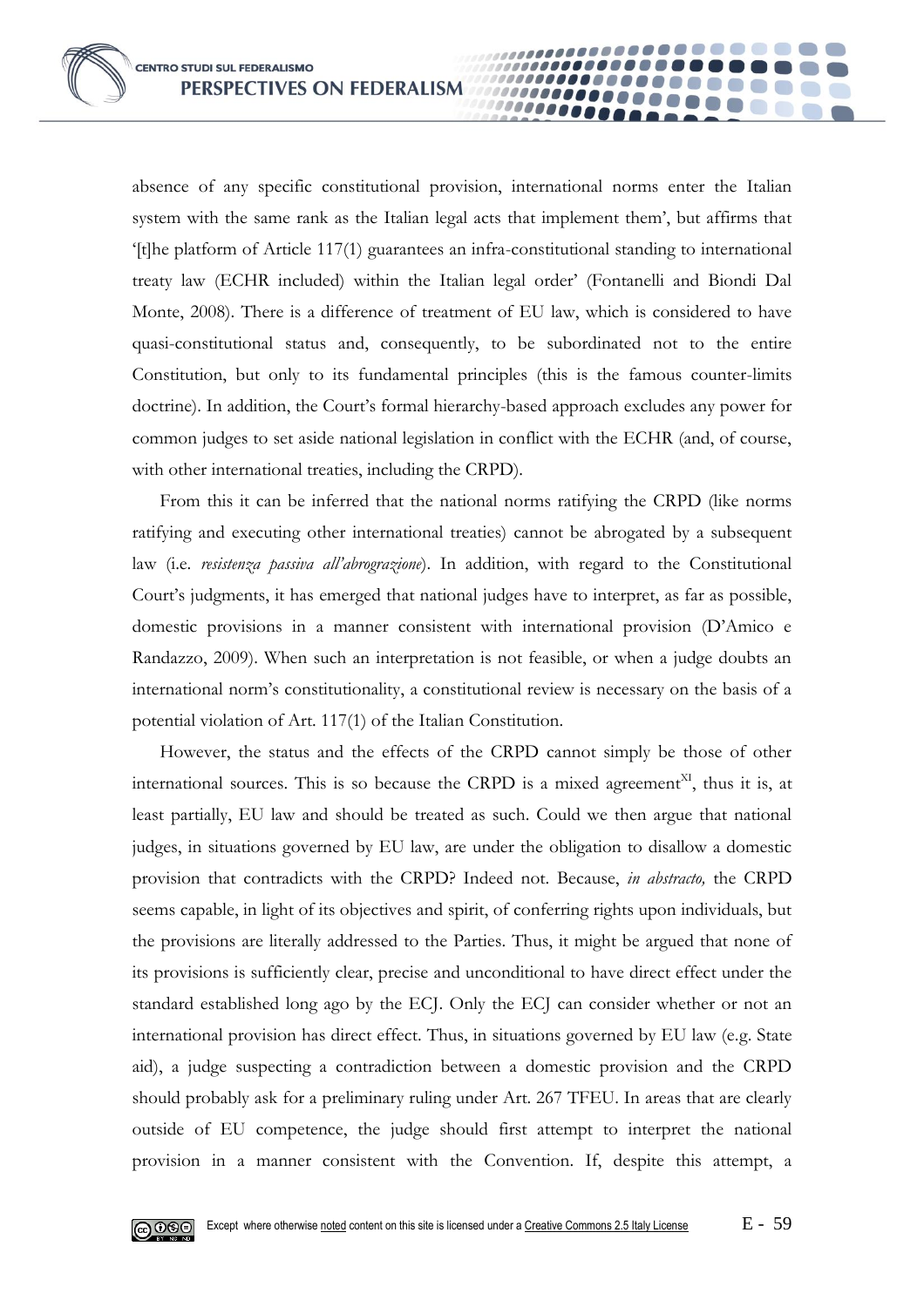absence of any specific constitutional provision, international norms enter the Italian system with the same rank as the Italian legal acts that implement them', but affirms that '[t]he platform of Article 117(1) guarantees an infra-constitutional standing to international treaty law (ECHR included) within the Italian legal order' (Fontanelli and Biondi Dal Monte, 2008). There is a difference of treatment of EU law, which is considered to have quasi-constitutional status and, consequently, to be subordinated not to the entire Constitution, but only to its fundamental principles (this is the famous counter-limits doctrine). In addition, the Court's formal hierarchy-based approach excludes any power for common judges to set aside national legislation in conflict with the ECHR (and, of course, with other international treaties, including the CRPD).

From this it can be inferred that the national norms ratifying the CRPD (like norms ratifying and executing other international treaties) cannot be abrogated by a subsequent law (i.e. *resistenza passiva all'abrograzione*). In addition, with regard to the Constitutional Court's judgments, it has emerged that national judges have to interpret, as far as possible, domestic provisions in a manner consistent with international provision (D'Amico e Randazzo, 2009). When such an interpretation is not feasible, or when a judge doubts an international norm's constitutionality, a constitutional review is necessary on the basis of a potential violation of Art. 117(1) of the Italian Constitution.

However, the status and the effects of the CRPD cannot simply be those of other international sources. This is so because the CRPD is a mixed agreement[XI], thus it is, at least partially, EU law and should be treated as such. Could we then argue that national judges, in situations governed by EU law, are under the obligation to disallow a domestic provision that contradicts with the CRPD? Indeed not. Because, *in abstracto,* the CRPD seems capable, in light of its objectives and spirit, of conferring rights upon individuals, but the provisions are literally addressed to the Parties. Thus, it might be argued that none of its provisions is sufficiently clear, precise and unconditional to have direct effect under the standard established long ago by the ECJ. Only the ECJ can consider whether or not an international provision has direct effect. Thus, in situations governed by EU law (e.g. State aid), a judge suspecting a contradiction between a domestic provision and the CRPD should probably ask for a preliminary ruling under Art. 267 TFEU. In areas that are clearly outside of EU competence, the judge should first attempt to interpret the national provision in a manner consistent with the Convention. If, despite this attempt, a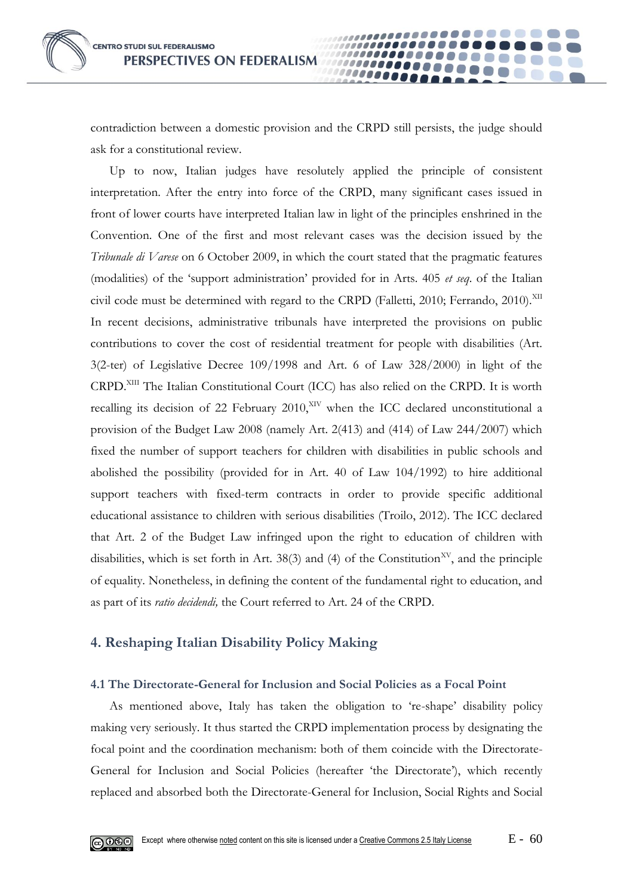contradiction between a domestic provision and the CRPD still persists, the judge should ask for a constitutional review.

Up to now, Italian judges have resolutely applied the principle of consistent interpretation. After the entry into force of the CRPD, many significant cases issued in front of lower courts have interpreted Italian law in light of the principles enshrined in the Convention. One of the first and most relevant cases was the decision issued by the *Tribunale di Varese* on 6 October 2009, in which the court stated that the pragmatic features (modalities) of the 'support administration' provided for in Arts. 405 *et seq.* of the Italian civil code must be determined with regard to the CRPD (Falletti, 2010; Ferrando, 2010).[XII] In recent decisions, administrative tribunals have interpreted the provisions on public contributions to cover the cost of residential treatment for people with disabilities (Art. 3(2-ter) of Legislative Decree 109/1998 and Art. 6 of Law 328/2000) in light of the CRPD.[XIII] The Italian Constitutional Court (ICC) has also relied on the CRPD. It is worth recalling its decision of 22 February 2010,[XIV] when the ICC declared unconstitutional a provision of the Budget Law 2008 (namely Art. 2(413) and (414) of Law 244/2007) which fixed the number of support teachers for children with disabilities in public schools and abolished the possibility (provided for in Art. 40 of Law 104/1992) to hire additional support teachers with fixed-term contracts in order to provide specific additional educational assistance to children with serious disabilities (Troilo, 2012). The ICC declared that Art. 2 of the Budget Law infringed upon the right to education of children with disabilities, which is set forth in Art. 38(3) and (4) of the Constitution[XV], and the principle of equality. Nonetheless, in defining the content of the fundamental right to education, and as part of its *ratio decidendi,* the Court referred to Art. 24 of the CRPD.

## 4. Reshaping Italian Disability Policy Making

### 4.1 The Directorate-General for Inclusion and Social Policies as a Focal Point

As mentioned above, Italy has taken the obligation to 're-shape' disability policy making very seriously. It thus started the CRPD implementation process by designating the focal point and the coordination mechanism: both of them coincide with the Directorate-General for Inclusion and Social Policies (hereafter 'the Directorate'), which recently replaced and absorbed both the Directorate-General for Inclusion, Social Rights and Social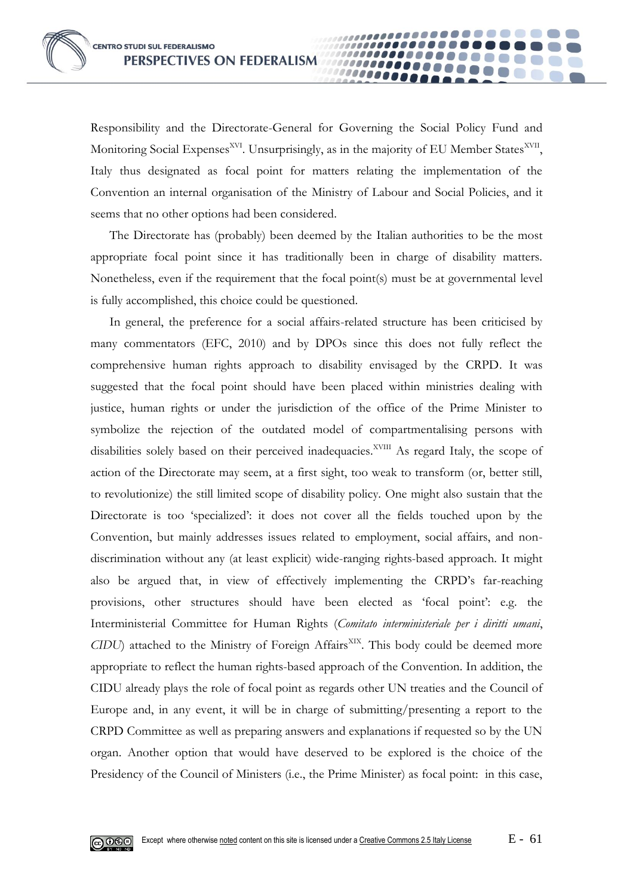Responsibility and the Directorate-General for Governing the Social Policy Fund and Monitoring Social Expenses[XVI]. Unsurprisingly, as in the majority of EU Member States[XVII], Italy thus designated as focal point for matters relating the implementation of the Convention an internal organisation of the Ministry of Labour and Social Policies, and it seems that no other options had been considered.

The Directorate has (probably) been deemed by the Italian authorities to be the most appropriate focal point since it has traditionally been in charge of disability matters. Nonetheless, even if the requirement that the focal point(s) must be at governmental level is fully accomplished, this choice could be questioned.

In general, the preference for a social affairs-related structure has been criticised by many commentators (EFC, 2010) and by DPOs since this does not fully reflect the comprehensive human rights approach to disability envisaged by the CRPD. It was suggested that the focal point should have been placed within ministries dealing with justice, human rights or under the jurisdiction of the office of the Prime Minister to symbolize the rejection of the outdated model of compartmentalising persons with disabilities solely based on their perceived inadequacies.[XVIII] As regard Italy, the scope of action of the Directorate may seem, at a first sight, too weak to transform (or, better still, to revolutionize) the still limited scope of disability policy. One might also sustain that the Directorate is too 'specialized': it does not cover all the fields touched upon by the Convention, but mainly addresses issues related to employment, social affairs, and non-discrimination without any (at least explicit) wide-ranging rights-based approach. It might also be argued that, in view of effectively implementing the CRPD's far-reaching provisions, other structures should have been elected as 'focal point': e.g. the Interministerial Committee for Human Rights (*Comitato interministeriale per i diritti umani*, *CIDU*) attached to the Ministry of Foreign Affairs[XIX]. This body could be deemed more appropriate to reflect the human rights-based approach of the Convention. In addition, the CIDU already plays the role of focal point as regards other UN treaties and the Council of Europe and, in any event, it will be in charge of submitting/presenting a report to the CRPD Committee as well as preparing answers and explanations if requested so by the UN organ. Another option that would have deserved to be explored is the choice of the Presidency of the Council of Ministers (i.e., the Prime Minister) as focal point: in this case,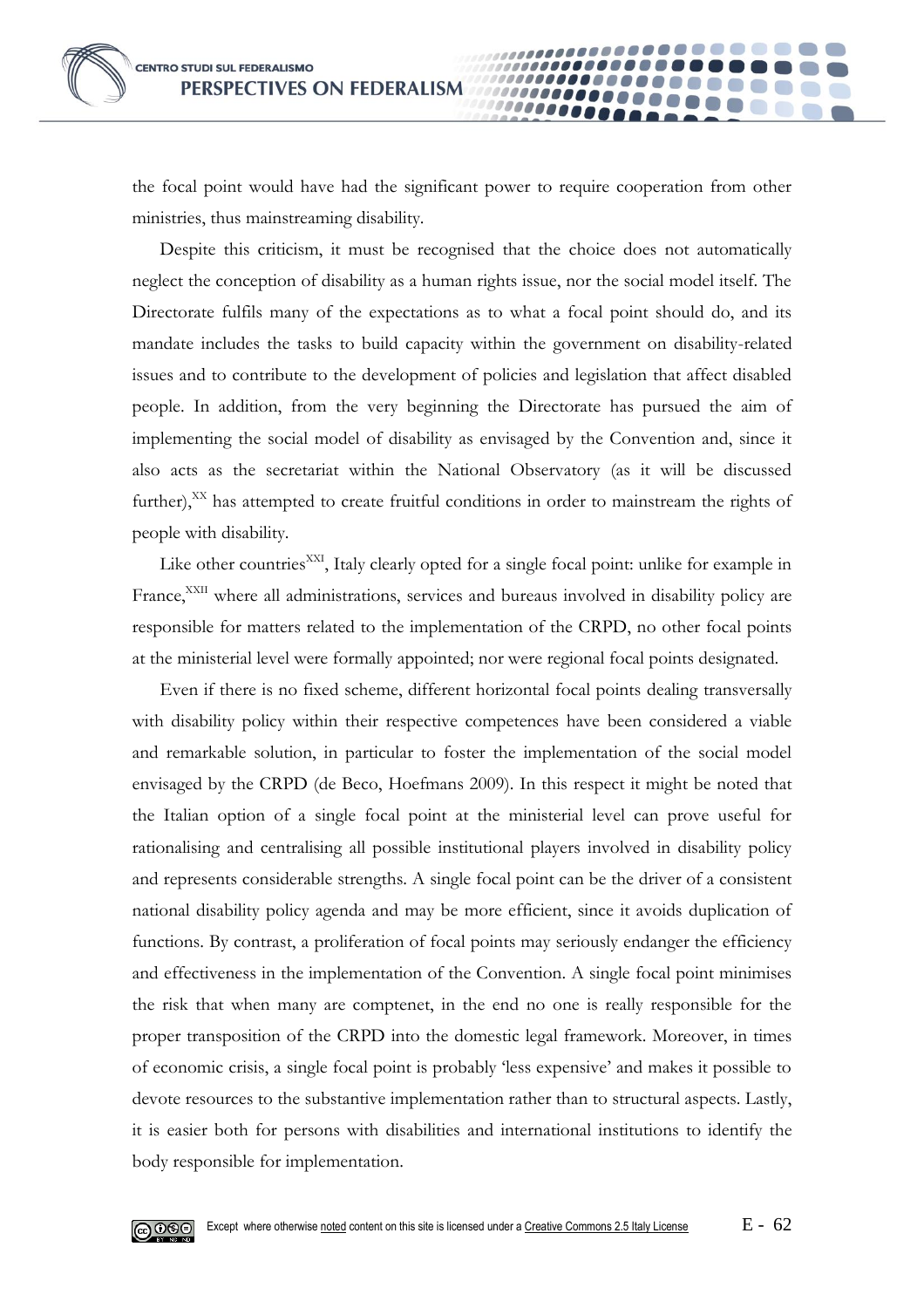the focal point would have had the significant power to require cooperation from other ministries, thus mainstreaming disability.

Despite this criticism, it must be recognised that the choice does not automatically neglect the conception of disability as a human rights issue, nor the social model itself. The Directorate fulfils many of the expectations as to what a focal point should do, and its mandate includes the tasks to build capacity within the government on disability-related issues and to contribute to the development of policies and legislation that affect disabled people. In addition, from the very beginning the Directorate has pursued the aim of implementing the social model of disability as envisaged by the Convention and, since it also acts as the secretariat within the National Observatory (as it will be discussed further),[XX] has attempted to create fruitful conditions in order to mainstream the rights of people with disability.

Like other countries[XXI], Italy clearly opted for a single focal point: unlike for example in France,[XXII] where all administrations, services and bureaus involved in disability policy are responsible for matters related to the implementation of the CRPD, no other focal points at the ministerial level were formally appointed; nor were regional focal points designated.

Even if there is no fixed scheme, different horizontal focal points dealing transversally with disability policy within their respective competences have been considered a viable and remarkable solution, in particular to foster the implementation of the social model envisaged by the CRPD (de Beco, Hoefmans 2009). In this respect it might be noted that the Italian option of a single focal point at the ministerial level can prove useful for rationalising and centralising all possible institutional players involved in disability policy and represents considerable strengths. A single focal point can be the driver of a consistent national disability policy agenda and may be more efficient, since it avoids duplication of functions. By contrast, a proliferation of focal points may seriously endanger the efficiency and effectiveness in the implementation of the Convention. A single focal point minimises the risk that when many are comptenet, in the end no one is really responsible for the proper transposition of the CRPD into the domestic legal framework. Moreover, in times of economic crisis, a single focal point is probably 'less expensive' and makes it possible to devote resources to the substantive implementation rather than to structural aspects. Lastly, it is easier both for persons with disabilities and international institutions to identify the body responsible for implementation.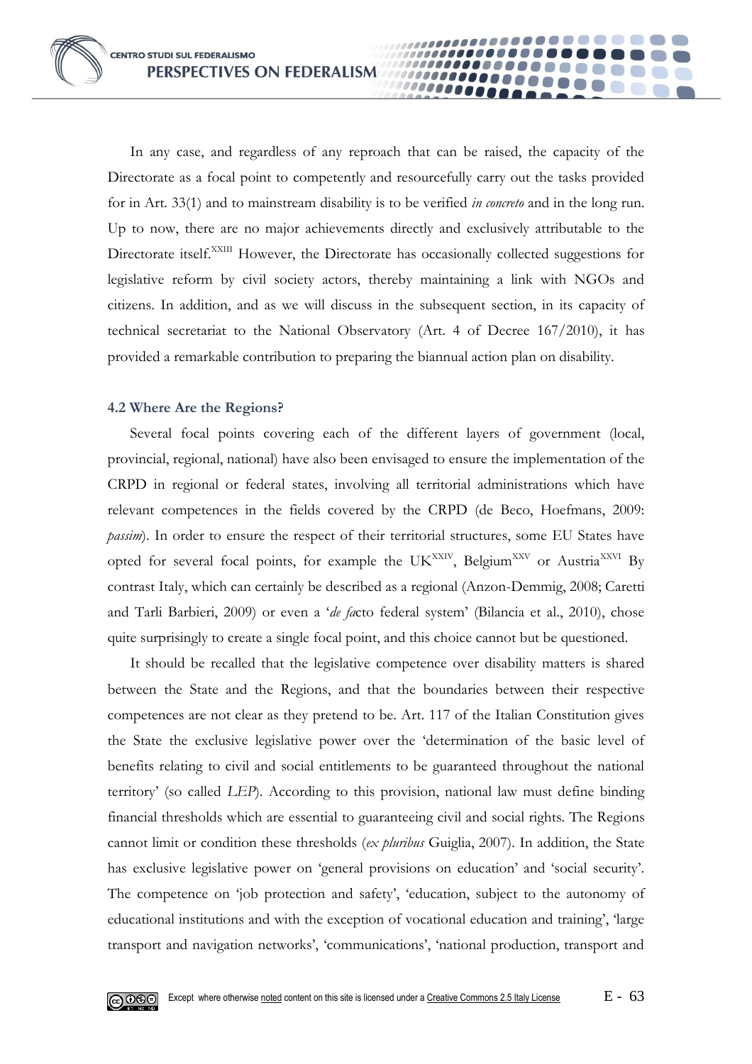In any case, and regardless of any reproach that can be raised, the capacity of the Directorate as a focal point to competently and resourcefully carry out the tasks provided for in Art. 33(1) and to mainstream disability is to be verified *in concreto* and in the long run. Up to now, there are no major achievements directly and exclusively attributable to the Directorate itself.[XXIII] However, the Directorate has occasionally collected suggestions for legislative reform by civil society actors, thereby maintaining a link with NGOs and citizens. In addition, and as we will discuss in the subsequent section, in its capacity of technical secretariat to the National Observatory (Art. 4 of Decree 167/2010), it has provided a remarkable contribution to preparing the biannual action plan on disability.

### 4.2 Where Are the Regions?

Several focal points covering each of the different layers of government (local, provincial, regional, national) have also been envisaged to ensure the implementation of the CRPD in regional or federal states, involving all territorial administrations which have relevant competences in the fields covered by the CRPD (de Beco, Hoefmans, 2009: *passim*). In order to ensure the respect of their territorial structures, some EU States have opted for several focal points, for example the UK[XXIV], Belgium[XXV] or Austria[XXVI] By contrast Italy, which can certainly be described as a regional (Anzon-Demmig, 2008; Caretti and Tarli Barbieri, 2009) or even a '*de fa*cto federal system' (Bilancia et al., 2010), chose quite surprisingly to create a single focal point, and this choice cannot but be questioned.

It should be recalled that the legislative competence over disability matters is shared between the State and the Regions, and that the boundaries between their respective competences are not clear as they pretend to be. Art. 117 of the Italian Constitution gives the State the exclusive legislative power over the 'determination of the basic level of benefits relating to civil and social entitlements to be guaranteed throughout the national territory' (so called *LEP*). According to this provision, national law must define binding financial thresholds which are essential to guaranteeing civil and social rights. The Regions cannot limit or condition these thresholds (*ex pluribus* Guiglia, 2007). In addition, the State has exclusive legislative power on 'general provisions on education' and 'social security'. The competence on 'job protection and safety', 'education, subject to the autonomy of educational institutions and with the exception of vocational education and training', 'large transport and navigation networks', 'communications', 'national production, transport and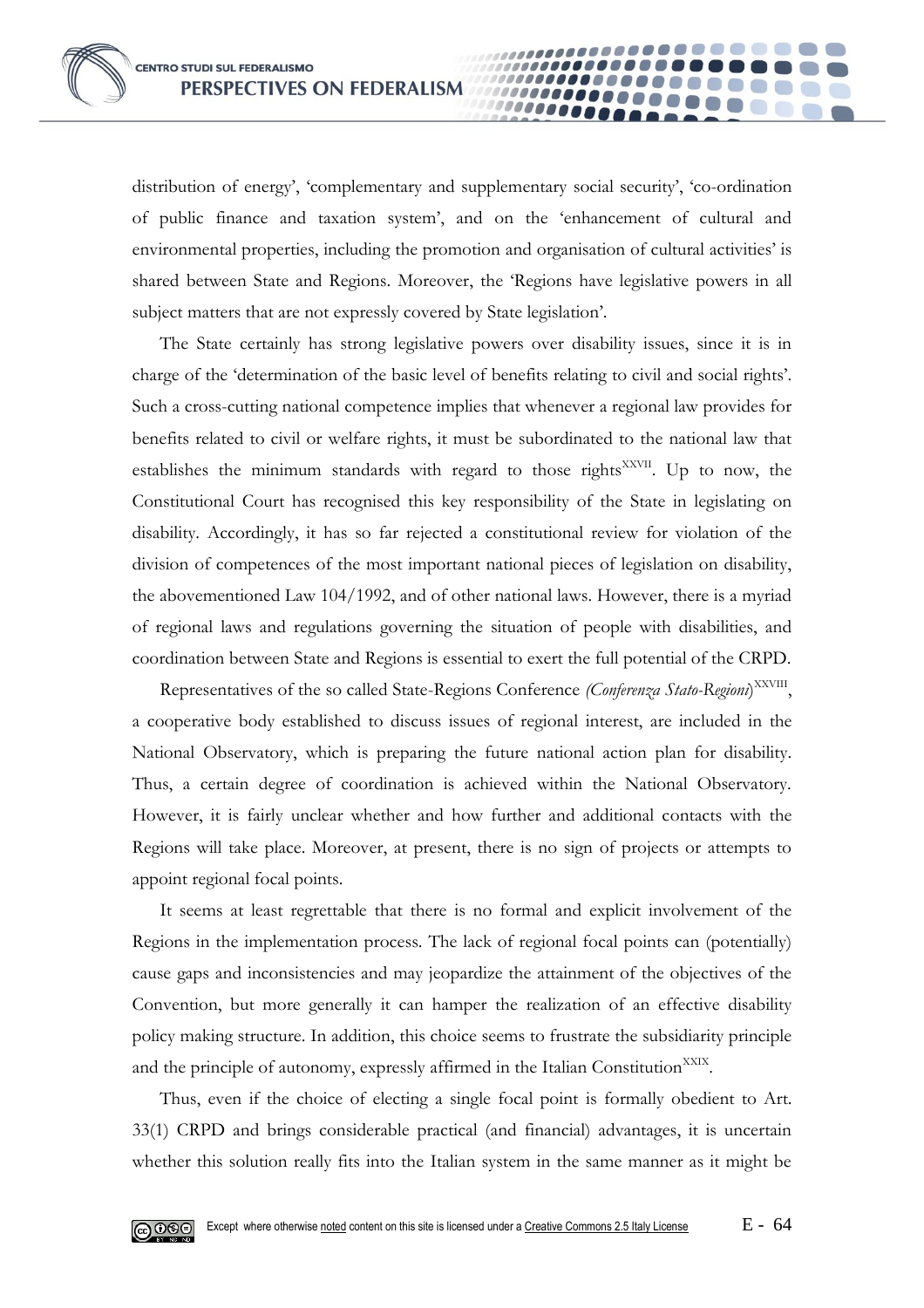distribution of energy', 'complementary and supplementary social security', 'co-ordination of public finance and taxation system', and on the 'enhancement of cultural and environmental properties, including the promotion and organisation of cultural activities' is shared between State and Regions. Moreover, the 'Regions have legislative powers in all subject matters that are not expressly covered by State legislation'.

The State certainly has strong legislative powers over disability issues, since it is in charge of the 'determination of the basic level of benefits relating to civil and social rights'. Such a cross-cutting national competence implies that whenever a regional law provides for benefits related to civil or welfare rights, it must be subordinated to the national law that establishes the minimum standards with regard to those rights[XXVII]. Up to now, the Constitutional Court has recognised this key responsibility of the State in legislating on disability. Accordingly, it has so far rejected a constitutional review for violation of the division of competences of the most important national pieces of legislation on disability, the abovementioned Law 104/1992, and of other national laws. However, there is a myriad of regional laws and regulations governing the situation of people with disabilities, and coordination between State and Regions is essential to exert the full potential of the CRPD.

Representatives of the so called State-Regions Conference *(Conferenza Stato-Regioni)*[XXVIII], a cooperative body established to discuss issues of regional interest, are included in the National Observatory, which is preparing the future national action plan for disability. Thus, a certain degree of coordination is achieved within the National Observatory. However, it is fairly unclear whether and how further and additional contacts with the Regions will take place. Moreover, at present, there is no sign of projects or attempts to appoint regional focal points.

It seems at least regrettable that there is no formal and explicit involvement of the Regions in the implementation process. The lack of regional focal points can (potentially) cause gaps and inconsistencies and may jeopardize the attainment of the objectives of the Convention, but more generally it can hamper the realization of an effective disability policy making structure. In addition, this choice seems to frustrate the subsidiarity principle and the principle of autonomy, expressly affirmed in the Italian Constitution[XXIX].

Thus, even if the choice of electing a single focal point is formally obedient to Art. 33(1) CRPD and brings considerable practical (and financial) advantages, it is uncertain whether this solution really fits into the Italian system in the same manner as it might be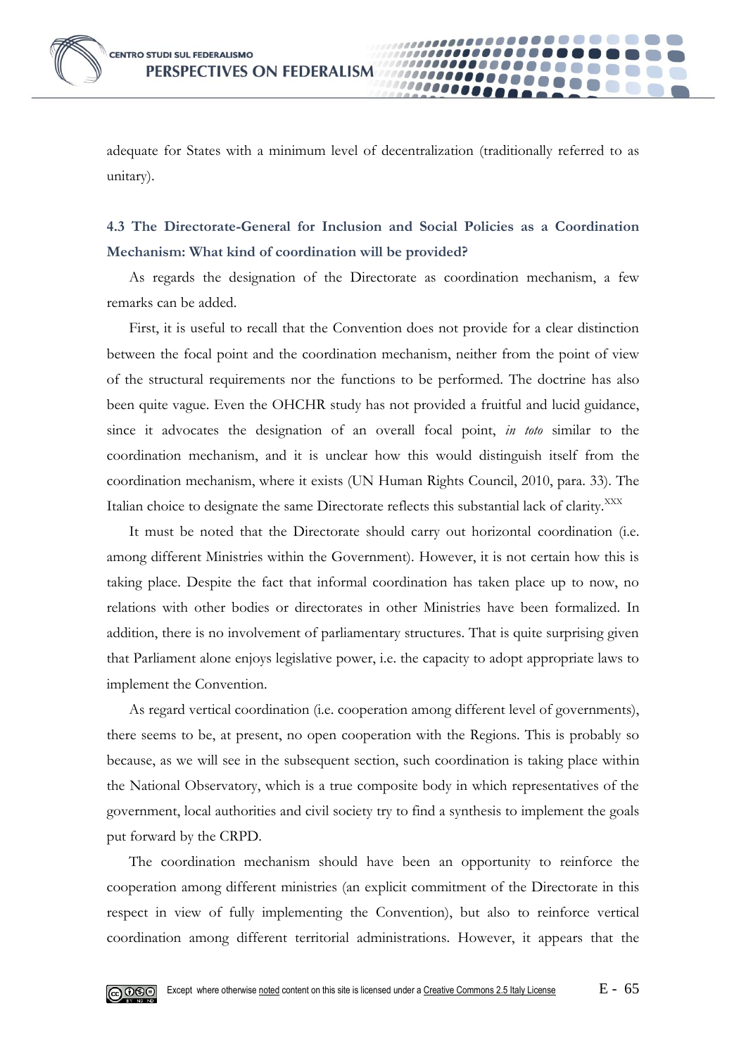adequate for States with a minimum level of decentralization (traditionally referred to as unitary).

### 4.3 The Directorate-General for Inclusion and Social Policies as a Coordination Mechanism: What kind of coordination will be provided?

As regards the designation of the Directorate as coordination mechanism, a few remarks can be added.

First, it is useful to recall that the Convention does not provide for a clear distinction between the focal point and the coordination mechanism, neither from the point of view of the structural requirements nor the functions to be performed. The doctrine has also been quite vague. Even the OHCHR study has not provided a fruitful and lucid guidance, since it advocates the designation of an overall focal point, *in toto* similar to the coordination mechanism, and it is unclear how this would distinguish itself from the coordination mechanism, where it exists (UN Human Rights Council, 2010, para. 33). The Italian choice to designate the same Directorate reflects this substantial lack of clarity.[XXX]

It must be noted that the Directorate should carry out horizontal coordination (i.e. among different Ministries within the Government). However, it is not certain how this is taking place. Despite the fact that informal coordination has taken place up to now, no relations with other bodies or directorates in other Ministries have been formalized. In addition, there is no involvement of parliamentary structures. That is quite surprising given that Parliament alone enjoys legislative power, i.e. the capacity to adopt appropriate laws to implement the Convention.

As regard vertical coordination (i.e. cooperation among different level of governments), there seems to be, at present, no open cooperation with the Regions. This is probably so because, as we will see in the subsequent section, such coordination is taking place within the National Observatory, which is a true composite body in which representatives of the government, local authorities and civil society try to find a synthesis to implement the goals put forward by the CRPD.

The coordination mechanism should have been an opportunity to reinforce the cooperation among different ministries (an explicit commitment of the Directorate in this respect in view of fully implementing the Convention), but also to reinforce vertical coordination among different territorial administrations. However, it appears that the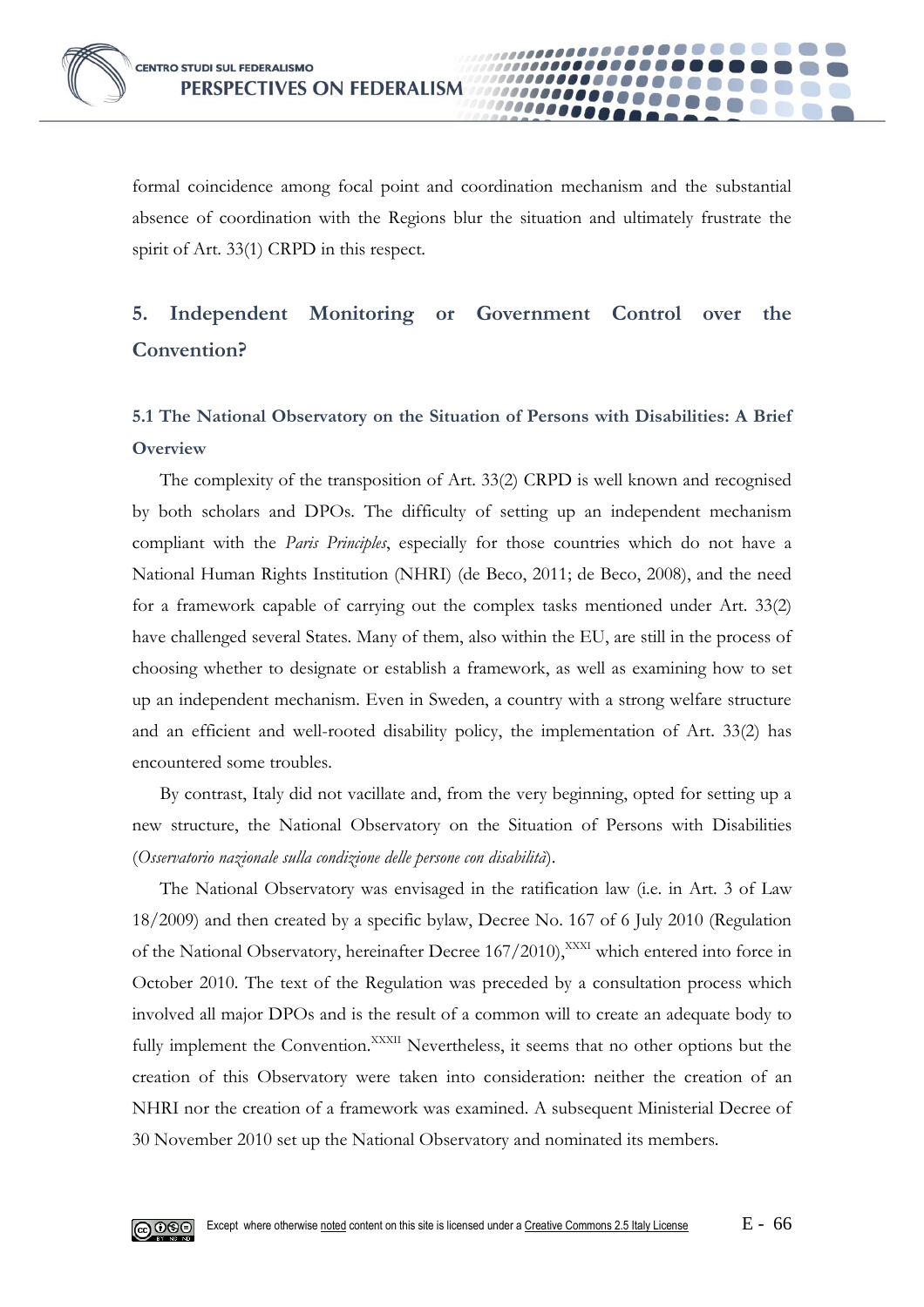formal coincidence among focal point and coordination mechanism and the substantial absence of coordination with the Regions blur the situation and ultimately frustrate the spirit of Art. 33(1) CRPD in this respect.

## 5. Independent Monitoring or Government Control over the Convention?

### 5.1 The National Observatory on the Situation of Persons with Disabilities: A Brief Overview

The complexity of the transposition of Art. 33(2) CRPD is well known and recognised by both scholars and DPOs. The difficulty of setting up an independent mechanism compliant with the *Paris Principles*, especially for those countries which do not have a National Human Rights Institution (NHRI) (de Beco, 2011; de Beco, 2008), and the need for a framework capable of carrying out the complex tasks mentioned under Art. 33(2) have challenged several States. Many of them, also within the EU, are still in the process of choosing whether to designate or establish a framework, as well as examining how to set up an independent mechanism. Even in Sweden, a country with a strong welfare structure and an efficient and well-rooted disability policy, the implementation of Art. 33(2) has encountered some troubles.

By contrast, Italy did not vacillate and, from the very beginning, opted for setting up a new structure, the National Observatory on the Situation of Persons with Disabilities (*Osservatorio nazionale sulla condizione delle persone con disabilità*).

The National Observatory was envisaged in the ratification law (i.e. in Art. 3 of Law 18/2009) and then created by a specific bylaw, Decree No. 167 of 6 July 2010 (Regulation of the National Observatory, hereinafter Decree 167/2010),[XXXI] which entered into force in October 2010. The text of the Regulation was preceded by a consultation process which involved all major DPOs and is the result of a common will to create an adequate body to fully implement the Convention.[XXXII] Nevertheless, it seems that no other options but the creation of this Observatory were taken into consideration: neither the creation of an NHRI nor the creation of a framework was examined. A subsequent Ministerial Decree of 30 November 2010 set up the National Observatory and nominated its members.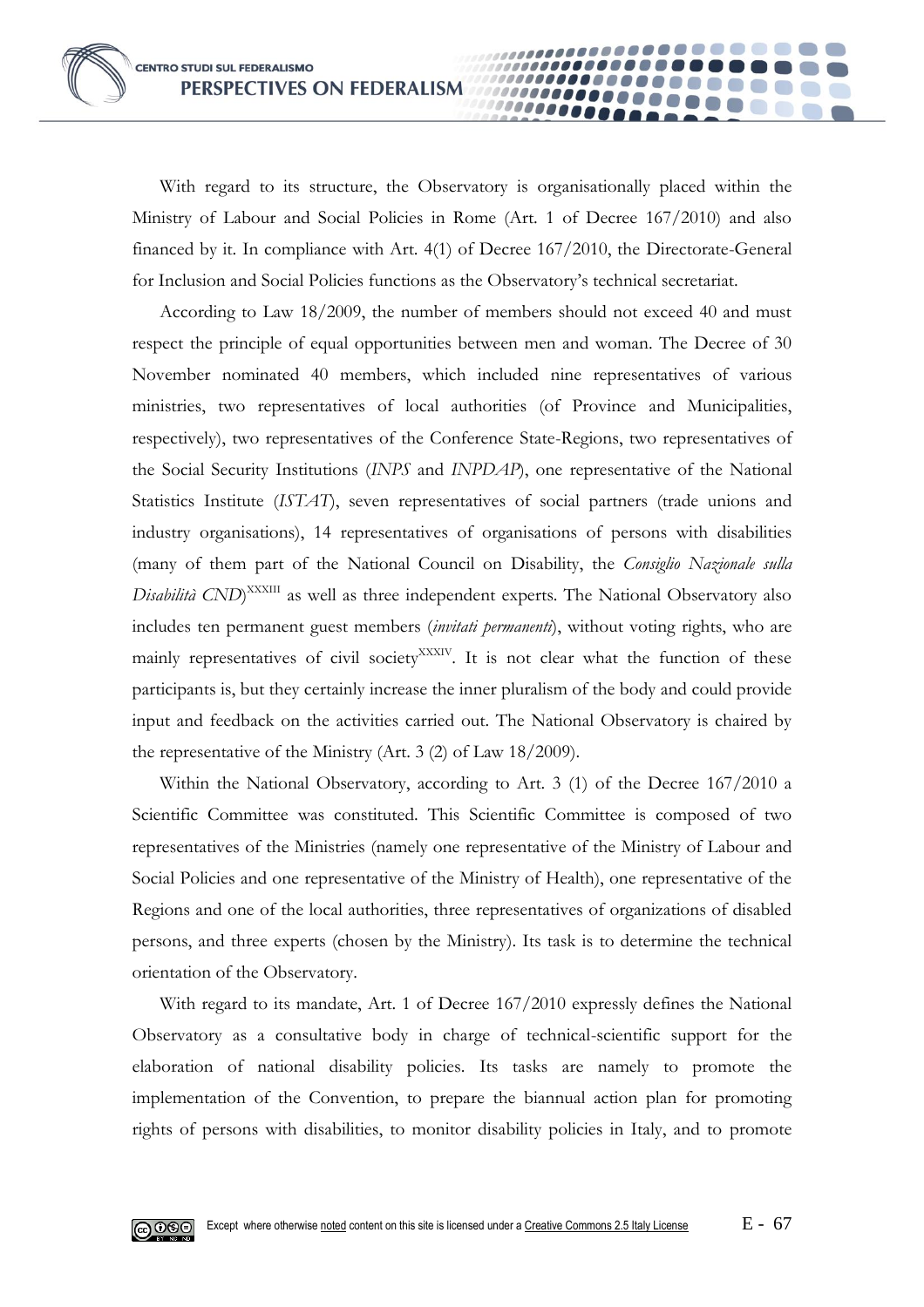With regard to its structure, the Observatory is organisationally placed within the Ministry of Labour and Social Policies in Rome (Art. 1 of Decree 167/2010) and also financed by it. In compliance with Art. 4(1) of Decree 167/2010, the Directorate-General for Inclusion and Social Policies functions as the Observatory's technical secretariat.

According to Law 18/2009, the number of members should not exceed 40 and must respect the principle of equal opportunities between men and woman. The Decree of 30 November nominated 40 members, which included nine representatives of various ministries, two representatives of local authorities (of Province and Municipalities, respectively), two representatives of the Conference State-Regions, two representatives of the Social Security Institutions (*INPS* and *INPDAP*), one representative of the National Statistics Institute (*ISTAT*), seven representatives of social partners (trade unions and industry organisations), 14 representatives of organisations of persons with disabilities (many of them part of the National Council on Disability, the *Consiglio Nazionale sulla Disabilità CND*)[XXXIII] as well as three independent experts. The National Observatory also includes ten permanent guest members (*invitati permanenti*), without voting rights, who are mainly representatives of civil society[XXXIV]. It is not clear what the function of these participants is, but they certainly increase the inner pluralism of the body and could provide input and feedback on the activities carried out. The National Observatory is chaired by the representative of the Ministry (Art. 3 (2) of Law 18/2009).

Within the National Observatory, according to Art. 3 (1) of the Decree 167/2010 a Scientific Committee was constituted. This Scientific Committee is composed of two representatives of the Ministries (namely one representative of the Ministry of Labour and Social Policies and one representative of the Ministry of Health), one representative of the Regions and one of the local authorities, three representatives of organizations of disabled persons, and three experts (chosen by the Ministry). Its task is to determine the technical orientation of the Observatory.

With regard to its mandate, Art. 1 of Decree 167/2010 expressly defines the National Observatory as a consultative body in charge of technical-scientific support for the elaboration of national disability policies. Its tasks are namely to promote the implementation of the Convention, to prepare the biannual action plan for promoting rights of persons with disabilities, to monitor disability policies in Italy, and to promote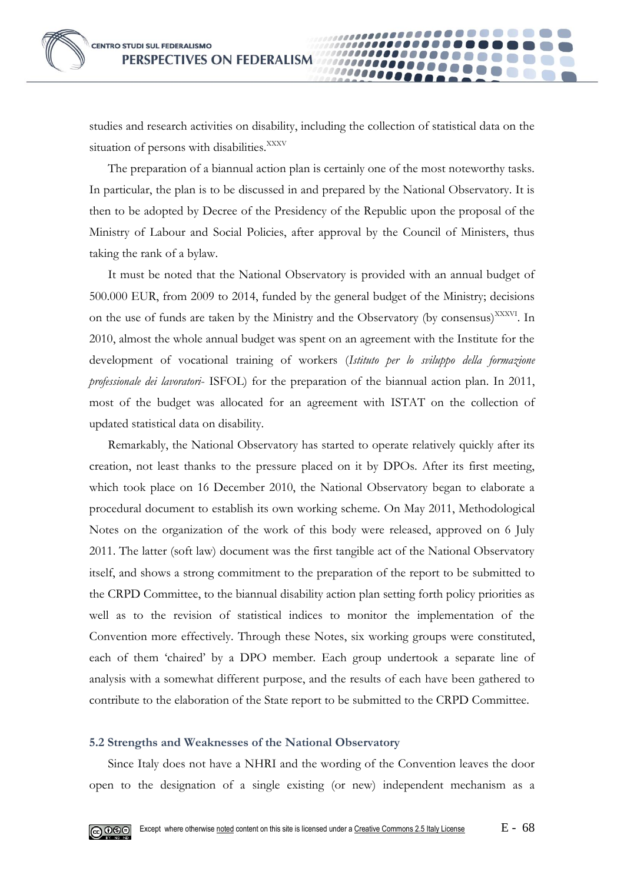studies and research activities on disability, including the collection of statistical data on the situation of persons with disabilities.[XXXV]

The preparation of a biannual action plan is certainly one of the most noteworthy tasks. In particular, the plan is to be discussed in and prepared by the National Observatory. It is then to be adopted by Decree of the Presidency of the Republic upon the proposal of the Ministry of Labour and Social Policies, after approval by the Council of Ministers, thus taking the rank of a bylaw.

It must be noted that the National Observatory is provided with an annual budget of 500.000 EUR, from 2009 to 2014, funded by the general budget of the Ministry; decisions on the use of funds are taken by the Ministry and the Observatory (by consensus)[XXXVI]. In 2010, almost the whole annual budget was spent on an agreement with the Institute for the development of vocational training of workers (*Istituto per lo sviluppo della formazione professionale dei lavoratori*- ISFOL) for the preparation of the biannual action plan. In 2011, most of the budget was allocated for an agreement with ISTAT on the collection of updated statistical data on disability.

Remarkably, the National Observatory has started to operate relatively quickly after its creation, not least thanks to the pressure placed on it by DPOs. After its first meeting, which took place on 16 December 2010, the National Observatory began to elaborate a procedural document to establish its own working scheme. On May 2011, Methodological Notes on the organization of the work of this body were released, approved on 6 July 2011. The latter (soft law) document was the first tangible act of the National Observatory itself, and shows a strong commitment to the preparation of the report to be submitted to the CRPD Committee, to the biannual disability action plan setting forth policy priorities as well as to the revision of statistical indices to monitor the implementation of the Convention more effectively. Through these Notes, six working groups were constituted, each of them 'chaired' by a DPO member. Each group undertook a separate line of analysis with a somewhat different purpose, and the results of each have been gathered to contribute to the elaboration of the State report to be submitted to the CRPD Committee.

### 5.2 Strengths and Weaknesses of the National Observatory

Since Italy does not have a NHRI and the wording of the Convention leaves the door open to the designation of a single existing (or new) independent mechanism as a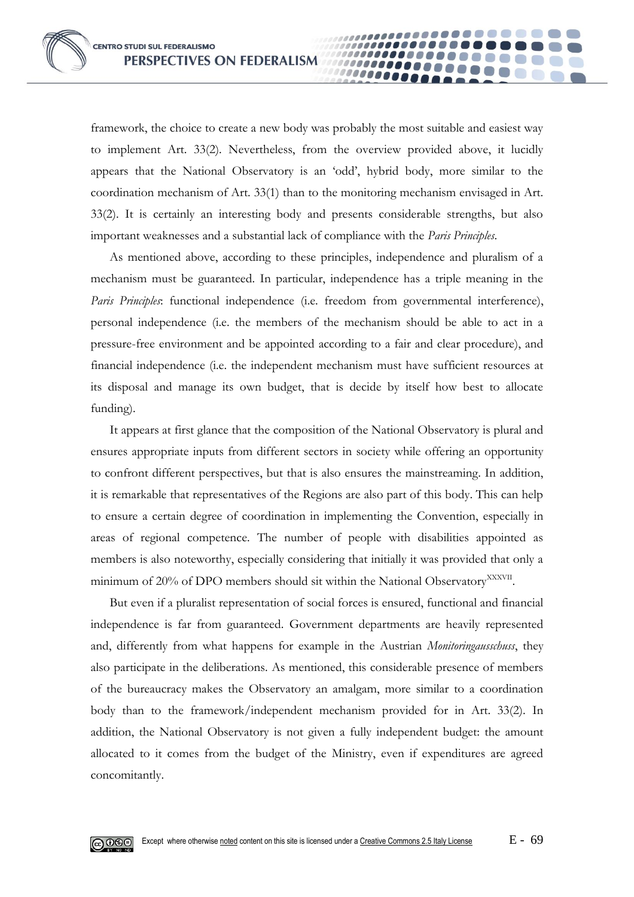framework, the choice to create a new body was probably the most suitable and easiest way to implement Art. 33(2). Nevertheless, from the overview provided above, it lucidly appears that the National Observatory is an 'odd', hybrid body, more similar to the coordination mechanism of Art. 33(1) than to the monitoring mechanism envisaged in Art. 33(2). It is certainly an interesting body and presents considerable strengths, but also important weaknesses and a substantial lack of compliance with the *Paris Principles*.

As mentioned above, according to these principles, independence and pluralism of a mechanism must be guaranteed. In particular, independence has a triple meaning in the *Paris Principles*: functional independence (i.e. freedom from governmental interference), personal independence (i.e. the members of the mechanism should be able to act in a pressure-free environment and be appointed according to a fair and clear procedure), and financial independence (i.e. the independent mechanism must have sufficient resources at its disposal and manage its own budget, that is decide by itself how best to allocate funding).

It appears at first glance that the composition of the National Observatory is plural and ensures appropriate inputs from different sectors in society while offering an opportunity to confront different perspectives, but that is also ensures the mainstreaming. In addition, it is remarkable that representatives of the Regions are also part of this body. This can help to ensure a certain degree of coordination in implementing the Convention, especially in areas of regional competence. The number of people with disabilities appointed as members is also noteworthy, especially considering that initially it was provided that only a minimum of 20% of DPO members should sit within the National Observatory[XXXVII].

But even if a pluralist representation of social forces is ensured, functional and financial independence is far from guaranteed. Government departments are heavily represented and, differently from what happens for example in the Austrian *Monitoringausschuss*, they also participate in the deliberations. As mentioned, this considerable presence of members of the bureaucracy makes the Observatory an amalgam, more similar to a coordination body than to the framework/independent mechanism provided for in Art. 33(2). In addition, the National Observatory is not given a fully independent budget: the amount allocated to it comes from the budget of the Ministry, even if expenditures are agreed concomitantly.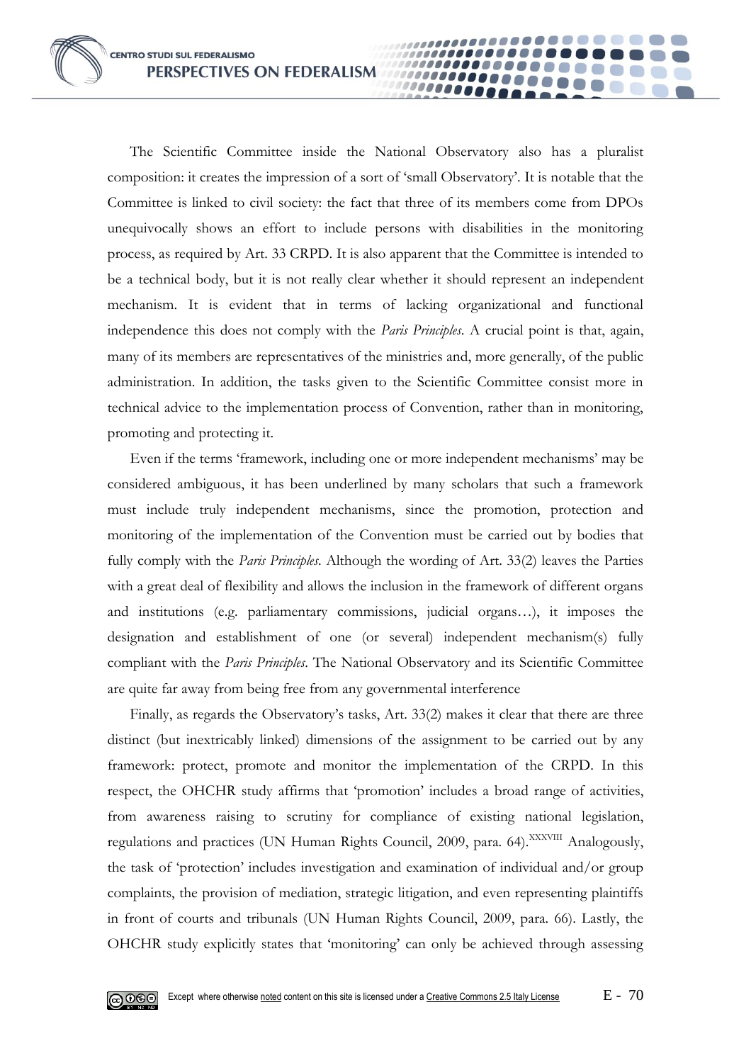The Scientific Committee inside the National Observatory also has a pluralist composition: it creates the impression of a sort of 'small Observatory'. It is notable that the Committee is linked to civil society: the fact that three of its members come from DPOs unequivocally shows an effort to include persons with disabilities in the monitoring process, as required by Art. 33 CRPD. It is also apparent that the Committee is intended to be a technical body, but it is not really clear whether it should represent an independent mechanism. It is evident that in terms of lacking organizational and functional independence this does not comply with the *Paris Principles*. A crucial point is that, again, many of its members are representatives of the ministries and, more generally, of the public administration. In addition, the tasks given to the Scientific Committee consist more in technical advice to the implementation process of Convention, rather than in monitoring, promoting and protecting it.

Even if the terms 'framework, including one or more independent mechanisms' may be considered ambiguous, it has been underlined by many scholars that such a framework must include truly independent mechanisms, since the promotion, protection and monitoring of the implementation of the Convention must be carried out by bodies that fully comply with the *Paris Principles*. Although the wording of Art. 33(2) leaves the Parties with a great deal of flexibility and allows the inclusion in the framework of different organs and institutions (e.g. parliamentary commissions, judicial organs…), it imposes the designation and establishment of one (or several) independent mechanism(s) fully compliant with the *Paris Principles*. The National Observatory and its Scientific Committee are quite far away from being free from any governmental interference

Finally, as regards the Observatory's tasks, Art. 33(2) makes it clear that there are three distinct (but inextricably linked) dimensions of the assignment to be carried out by any framework: protect, promote and monitor the implementation of the CRPD. In this respect, the OHCHR study affirms that 'promotion' includes a broad range of activities, from awareness raising to scrutiny for compliance of existing national legislation, regulations and practices (UN Human Rights Council, 2009, para. 64).[XXXVIII] Analogously, the task of 'protection' includes investigation and examination of individual and/or group complaints, the provision of mediation, strategic litigation, and even representing plaintiffs in front of courts and tribunals (UN Human Rights Council, 2009, para. 66). Lastly, the OHCHR study explicitly states that 'monitoring' can only be achieved through assessing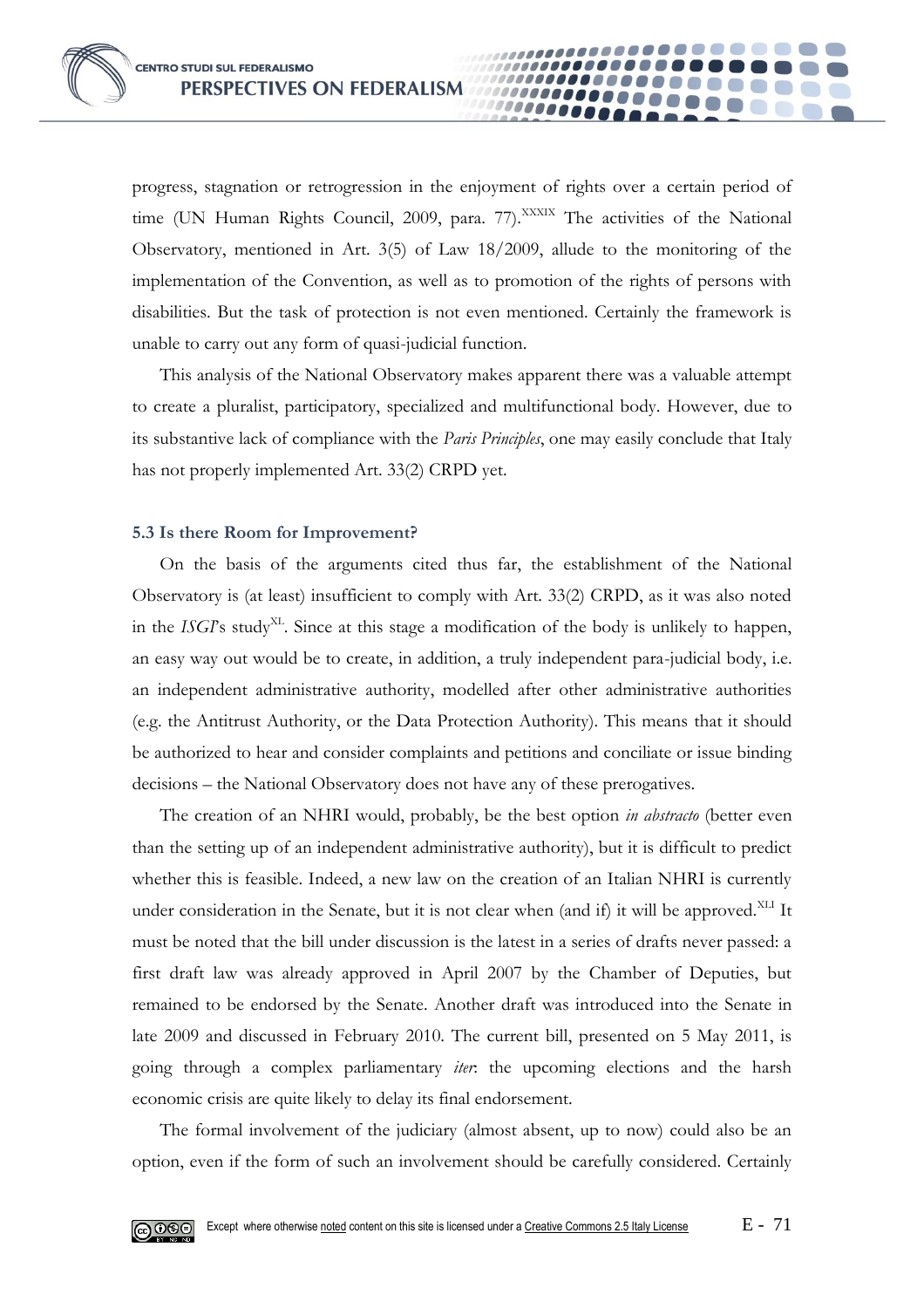progress, stagnation or retrogression in the enjoyment of rights over a certain period of time (UN Human Rights Council, 2009, para. 77).[XXXIX] The activities of the National Observatory, mentioned in Art. 3(5) of Law 18/2009, allude to the monitoring of the implementation of the Convention, as well as to promotion of the rights of persons with disabilities. But the task of protection is not even mentioned. Certainly the framework is unable to carry out any form of quasi-judicial function.

This analysis of the National Observatory makes apparent there was a valuable attempt to create a pluralist, participatory, specialized and multifunctional body. However, due to its substantive lack of compliance with the *Paris Principles*, one may easily conclude that Italy has not properly implemented Art. 33(2) CRPD yet.

### 5.3 Is there Room for Improvement?

On the basis of the arguments cited thus far, the establishment of the National Observatory is (at least) insufficient to comply with Art. 33(2) CRPD, as it was also noted in the *ISGI*'s study[XL]. Since at this stage a modification of the body is unlikely to happen, an easy way out would be to create, in addition, a truly independent para-judicial body, i.e. an independent administrative authority, modelled after other administrative authorities (e.g. the Antitrust Authority, or the Data Protection Authority). This means that it should be authorized to hear and consider complaints and petitions and conciliate or issue binding decisions – the National Observatory does not have any of these prerogatives.

The creation of an NHRI would, probably, be the best option *in abstracto* (better even than the setting up of an independent administrative authority), but it is difficult to predict whether this is feasible. Indeed, a new law on the creation of an Italian NHRI is currently under consideration in the Senate, but it is not clear when (and if) it will be approved.[XLI] It must be noted that the bill under discussion is the latest in a series of drafts never passed: a first draft law was already approved in April 2007 by the Chamber of Deputies, but remained to be endorsed by the Senate. Another draft was introduced into the Senate in late 2009 and discussed in February 2010. The current bill, presented on 5 May 2011, is going through a complex parliamentary *iter*: the upcoming elections and the harsh economic crisis are quite likely to delay its final endorsement.

The formal involvement of the judiciary (almost absent, up to now) could also be an option, even if the form of such an involvement should be carefully considered. Certainly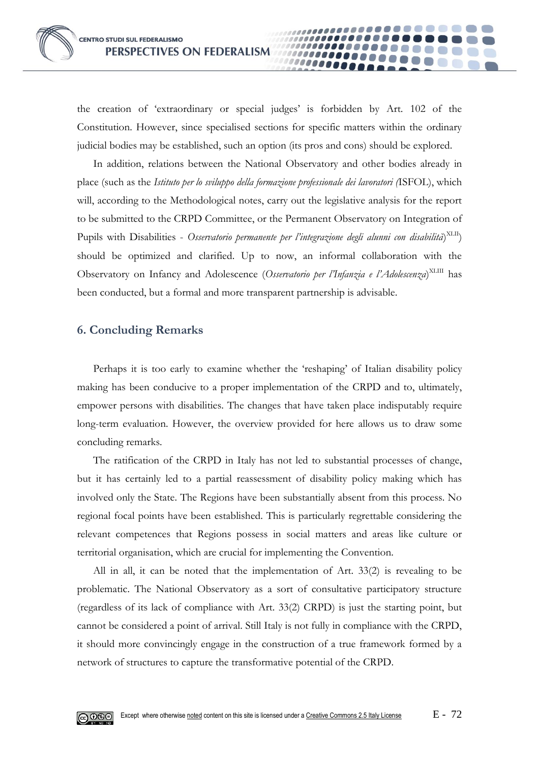the creation of 'extraordinary or special judges' is forbidden by Art. 102 of the Constitution. However, since specialised sections for specific matters within the ordinary judicial bodies may be established, such an option (its pros and cons) should be explored.

In addition, relations between the National Observatory and other bodies already in place (such as the *Istituto per lo sviluppo della formazione professionale dei lavoratori (*ISFOL), which will, according to the Methodological notes, carry out the legislative analysis for the report to be submitted to the CRPD Committee, or the Permanent Observatory on Integration of Pupils with Disabilities - *Osservatorio permanente per l'integrazione degli alunni con disabilità*)[XLII]) should be optimized and clarified. Up to now, an informal collaboration with the Observatory on Infancy and Adolescence (*Osservatorio per l'Infanzia e l'Adolescenza*)[XLIII] has been conducted, but a formal and more transparent partnership is advisable.

## 6. Concluding Remarks

Perhaps it is too early to examine whether the 'reshaping' of Italian disability policy making has been conducive to a proper implementation of the CRPD and to, ultimately, empower persons with disabilities. The changes that have taken place indisputably require long-term evaluation. However, the overview provided for here allows us to draw some concluding remarks.

The ratification of the CRPD in Italy has not led to substantial processes of change, but it has certainly led to a partial reassessment of disability policy making which has involved only the State. The Regions have been substantially absent from this process. No regional focal points have been established. This is particularly regrettable considering the relevant competences that Regions possess in social matters and areas like culture or territorial organisation, which are crucial for implementing the Convention.

All in all, it can be noted that the implementation of Art. 33(2) is revealing to be problematic. The National Observatory as a sort of consultative participatory structure (regardless of its lack of compliance with Art. 33(2) CRPD) is just the starting point, but cannot be considered a point of arrival. Still Italy is not fully in compliance with the CRPD, it should more convincingly engage in the construction of a true framework formed by a network of structures to capture the transformative potential of the CRPD.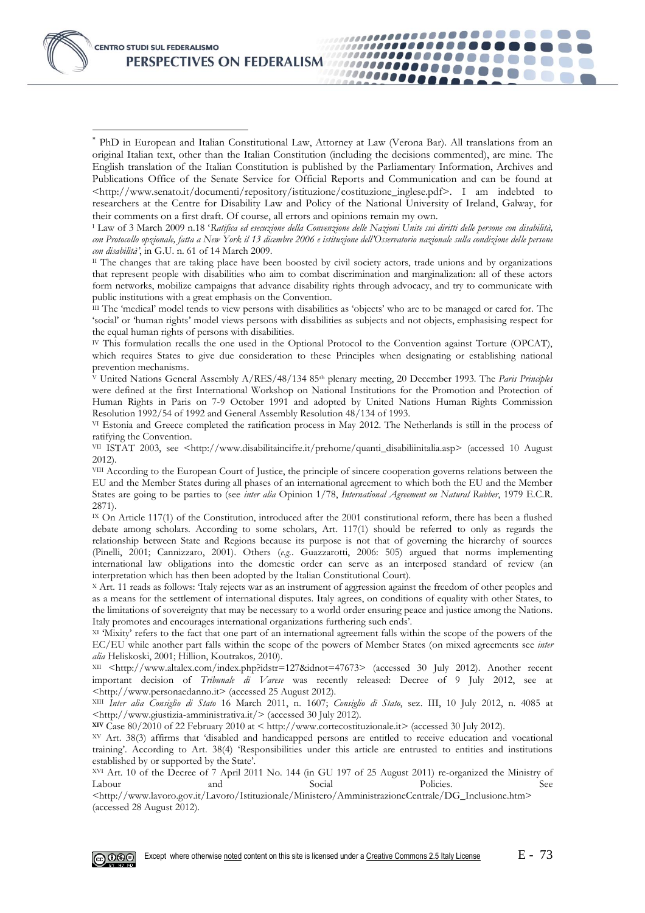[*] PhD in European and Italian Constitutional Law, Attorney at Law (Verona Bar). All translations from an original Italian text, other than the Italian Constitution (including the decisions commented), are mine. The English translation of the Italian Constitution is published by the Parliamentary Information, Archives and Publications Office of the Senate Service for Official Reports and Communication and can be found at <http://www.senato.it/documenti/repository/istituzione/costituzione_inglese.pdf>. I am indebted to researchers at the Centre for Disability Law and Policy of the National University of Ireland, Galway, for their comments on a first draft. Of course, all errors and opinions remain my own.

[I] Law of 3 March 2009 n.18 '*Ratifica ed esecuzione della Convenzione delle Nazioni Unite sui diritti delle persone con disabilità, con Protocollo opzionale, fatta a New York il 13 dicembre 2006 e istituzione dell'Osservatorio nazionale sulla condizione delle persone con disabilità'*, in G.U. n. 61 of 14 March 2009.

[II] The changes that are taking place have been boosted by civil society actors, trade unions and by organizations that represent people with disabilities who aim to combat discrimination and marginalization: all of these actors form networks, mobilize campaigns that advance disability rights through advocacy, and try to communicate with public institutions with a great emphasis on the Convention.

[III] The 'medical' model tends to view persons with disabilities as 'objects' who are to be managed or cared for. The 'social' or 'human rights' model views persons with disabilities as subjects and not objects, emphasising respect for the equal human rights of persons with disabilities.

[IV] This formulation recalls the one used in the Optional Protocol to the Convention against Torture (OPCAT), which requires States to give due consideration to these Principles when designating or establishing national prevention mechanisms.

[V] United Nations General Assembly A/RES/48/134 85th plenary meeting, 20 December 1993. The *Paris Principles* were defined at the first International Workshop on National Institutions for the Promotion and Protection of Human Rights in Paris on 7-9 October 1991 and adopted by United Nations Human Rights Commission Resolution 1992/54 of 1992 and General Assembly Resolution 48/134 of 1993.

[VI] Estonia and Greece completed the ratification process in May 2012. The Netherlands is still in the process of ratifying the Convention.

[VII] ISTAT 2003, see <http://www.disabilitaincifre.it/prehome/quanti_disabiliinitalia.asp> (accessed 10 August 2012).

[VIII] According to the European Court of Justice, the principle of sincere cooperation governs relations between the EU and the Member States during all phases of an international agreement to which both the EU and the Member States are going to be parties to (see *inter alia* Opinion 1/78, *International Agreement on Natural Rubber*, 1979 E.C.R. 2871).

[IX] On Article 117(1) of the Constitution, introduced after the 2001 constitutional reform, there has been a flushed debate among scholars. According to some scholars, Art. 117(1) should be referred to only as regards the relationship between State and Regions because its purpose is not that of governing the hierarchy of sources (Pinelli, 2001; Cannizzaro, 2001). Others (*e.g.*. Guazzarotti, 2006: 505) argued that norms implementing international law obligations into the domestic order can serve as an interposed standard of review (an interpretation which has then been adopted by the Italian Constitutional Court).

[X] Art. 11 reads as follows: 'Italy rejects war as an instrument of aggression against the freedom of other peoples and as a means for the settlement of international disputes. Italy agrees, on conditions of equality with other States, to the limitations of sovereignty that may be necessary to a world order ensuring peace and justice among the Nations. Italy promotes and encourages international organizations furthering such ends'.

[XI] 'Mixity' refers to the fact that one part of an international agreement falls within the scope of the powers of the EC/EU while another part falls within the scope of the powers of Member States (on mixed agreements see *inter alia* Heliskoski, 2001; Hillion, Koutrakos, 2010).

[XII] <http://www.altalex.com/index.php?idstr=127&idnot=47673> (accessed 30 July 2012). Another recent important decision of *Tribunale di Varese* was recently released: Decree of 9 July 2012, see at <http://www.personaedanno.it> (accessed 25 August 2012).

[XIII] *Inter alia Consiglio di Stato* 16 March 2011, n. 1607; *Consiglio di Stato*, sez. III, 10 July 2012, n. 4085 at <http://www.giustizia-amministrativa.it/> (accessed 30 July 2012).

[XIV] Case 80/2010 of 22 February 2010 at < http://www.cortecostituzionale.it> (accessed 30 July 2012).

[XV] Art. 38(3) affirms that 'disabled and handicapped persons are entitled to receive education and vocational training'. According to Art. 38(4) 'Responsibilities under this article are entrusted to entities and institutions established by or supported by the State'.

[XVI] Art. 10 of the Decree of 7 April 2011 No. 144 (in GU 197 of 25 August 2011) re-organized the Ministry of Labour and Social Policies. See <http://www.lavoro.gov.it/Lavoro/Istituzionale/Ministero/AmministrazioneCentrale/DG_Inclusione.htm> (accessed 28 August 2012).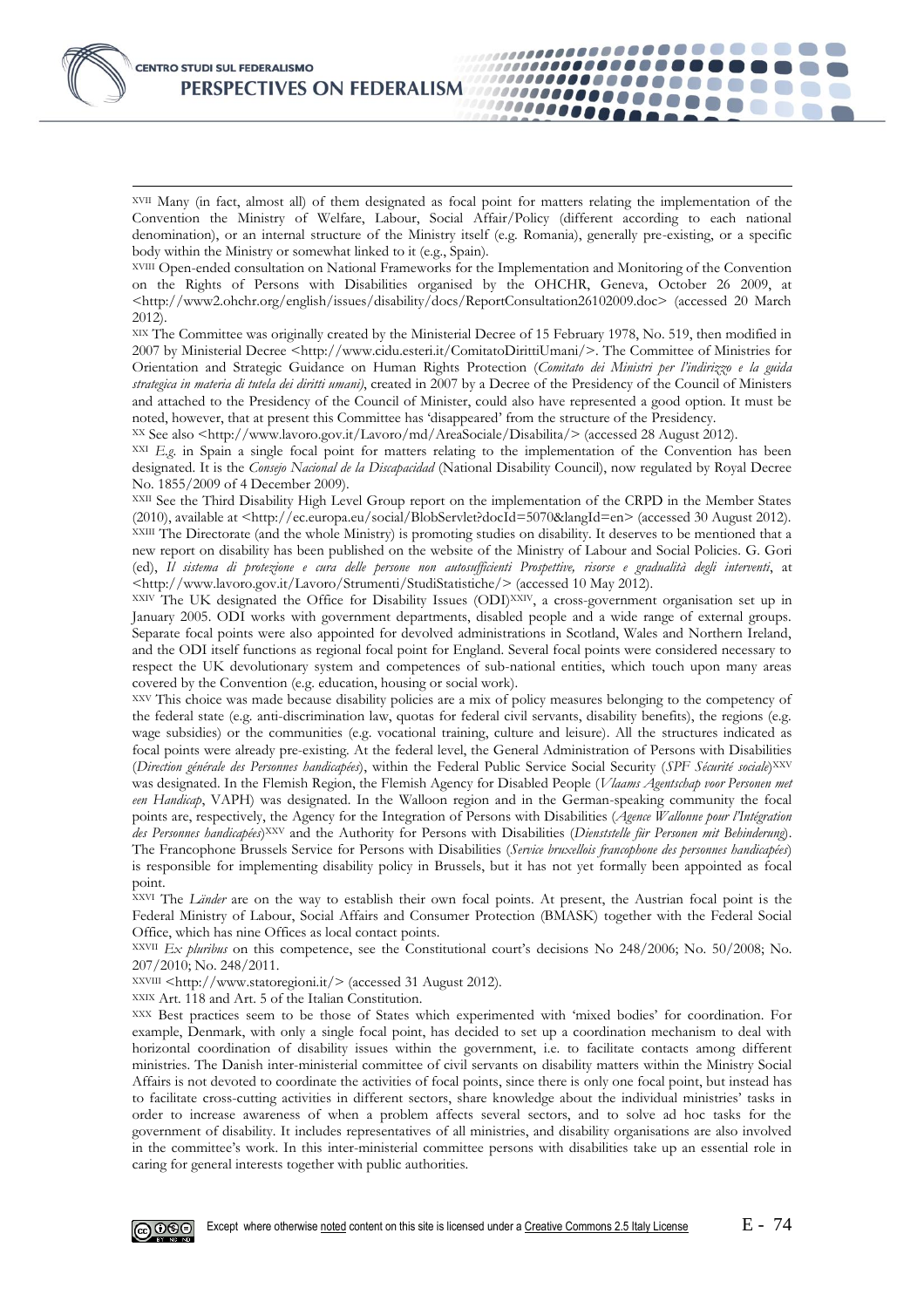XVII Many (in fact, almost all) of them designated as focal point for matters relating the implementation of the Convention the Ministry of Welfare, Labour, Social Affair/Policy (different according to each national denomination), or an internal structure of the Ministry itself (e.g. Romania), generally pre-existing, or a specific body within the Ministry or somewhat linked to it (e.g., Spain).

XVIII Open-ended consultation on National Frameworks for the Implementation and Monitoring of the Convention on the Rights of Persons with Disabilities organised by the OHCHR, Geneva, October 26 2009, at <http://www2.ohchr.org/english/issues/disability/docs/ReportConsultation26102009.doc> (accessed 20 March 2012).

XIX The Committee was originally created by the Ministerial Decree of 15 February 1978, No. 519, then modified in 2007 by Ministerial Decree <http://www.cidu.esteri.it/ComitatoDirittiUmani/>. The Committee of Ministries for Orientation and Strategic Guidance on Human Rights Protection (*Comitato dei Ministri per l'indirizzo e la guida strategica in materia di tutela dei diritti umani)*, created in 2007 by a Decree of the Presidency of the Council of Ministers and attached to the Presidency of the Council of Minister, could also have represented a good option. It must be noted, however, that at present this Committee has 'disappeared' from the structure of the Presidency.

XX See also <http://www.lavoro.gov.it/Lavoro/md/AreaSociale/Disabilita/> (accessed 28 August 2012).

XXI *E.g.* in Spain a single focal point for matters relating to the implementation of the Convention has been designated. It is the *Consejo Nacional de la Discapacidad* (National Disability Council), now regulated by Royal Decree No. 1855/2009 of 4 December 2009).

XXII See the Third Disability High Level Group report on the implementation of the CRPD in the Member States (2010), available at <http://ec.europa.eu/social/BlobServlet?docId=5070&langId=en> (accessed 30 August 2012).

XXIII The Directorate (and the whole Ministry) is promoting studies on disability. It deserves to be mentioned that a new report on disability has been published on the website of the Ministry of Labour and Social Policies. G. Gori (ed), *Il sistema di protezione e cura delle persone non autosufficienti Prospettive, risorse e gradualità degli interventi*, at <http://www.lavoro.gov.it/Lavoro/Strumenti/StudiStatistiche/> (accessed 10 May 2012).

XXIV The UK designated the Office for Disability Issues (ODI)[XXIV], a cross-government organisation set up in January 2005. ODI works with government departments, disabled people and a wide range of external groups. Separate focal points were also appointed for devolved administrations in Scotland, Wales and Northern Ireland, and the ODI itself functions as regional focal point for England. Several focal points were considered necessary to respect the UK devolutionary system and competences of sub-national entities, which touch upon many areas covered by the Convention (e.g. education, housing or social work).

XXV This choice was made because disability policies are a mix of policy measures belonging to the competency of the federal state (e.g. anti-discrimination law, quotas for federal civil servants, disability benefits), the regions (e.g. wage subsidies) or the communities (e.g. vocational training, culture and leisure). All the structures indicated as focal points were already pre-existing. At the federal level, the General Administration of Persons with Disabilities (*Direction générale des Personnes handicapées*), within the Federal Public Service Social Security (*SPF Sécurité sociale*)[XXV] was designated. In the Flemish Region, the Flemish Agency for Disabled People (*Vlaams Agentschap voor Personen met een Handicap*, VAPH) was designated. In the Walloon region and in the German-speaking community the focal points are, respectively, the Agency for the Integration of Persons with Disabilities (*Agence Wallonne pour l'Intégration des Personnes handicapées*)[XXV] and the Authority for Persons with Disabilities (*Dienststelle für Personen mit Behinderung*). The Francophone Brussels Service for Persons with Disabilities (*Service bruxellois francophone des personnes handicapées*) is responsible for implementing disability policy in Brussels, but it has not yet formally been appointed as focal point.

XXVI The *Länder* are on the way to establish their own focal points. At present, the Austrian focal point is the Federal Ministry of Labour, Social Affairs and Consumer Protection (BMASK) together with the Federal Social Office, which has nine Offices as local contact points.

XXVII *Ex pluribus* on this competence, see the Constitutional court's decisions No 248/2006; No. 50/2008; No. 207/2010; No. 248/2011.

XXVIII <http://www.statoregioni.it/> (accessed 31 August 2012).

XXIX Art. 118 and Art. 5 of the Italian Constitution.

XXX Best practices seem to be those of States which experimented with 'mixed bodies' for coordination. For example, Denmark, with only a single focal point, has decided to set up a coordination mechanism to deal with horizontal coordination of disability issues within the government, i.e. to facilitate contacts among different ministries. The Danish inter-ministerial committee of civil servants on disability matters within the Ministry Social Affairs is not devoted to coordinate the activities of focal points, since there is only one focal point, but instead has to facilitate cross-cutting activities in different sectors, share knowledge about the individual ministries' tasks in order to increase awareness of when a problem affects several sectors, and to solve ad hoc tasks for the government of disability. It includes representatives of all ministries, and disability organisations are also involved in the committee's work. In this inter-ministerial committee persons with disabilities take up an essential role in caring for general interests together with public authorities.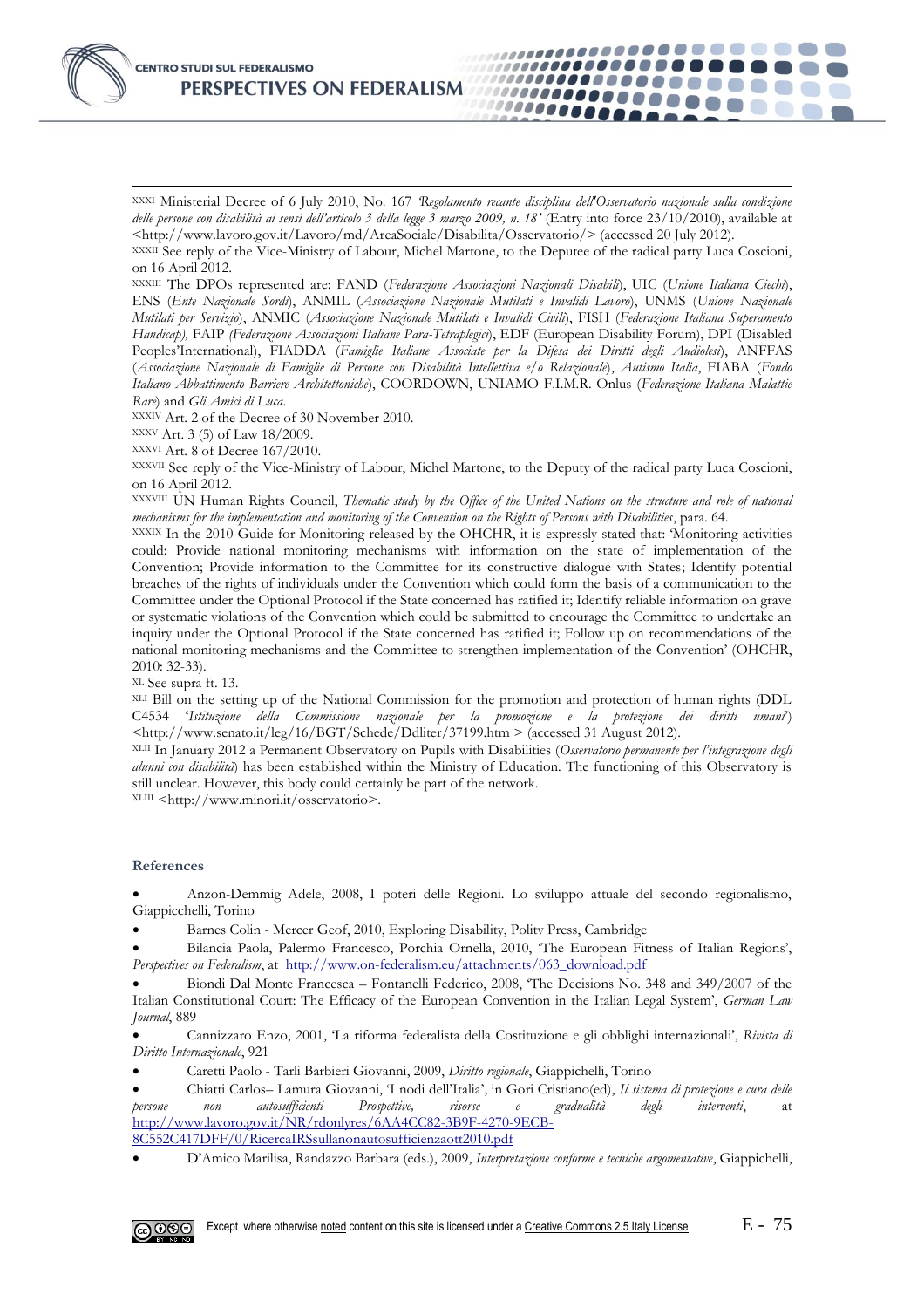XXXI Ministerial Decree of 6 July 2010, No. 167 *'Regolamento recante disciplina dell'Osservatorio nazionale sulla condizione delle persone con disabilità ai sensi dell'articolo 3 della legge 3 marzo 2009, n. 18'* (Entry into force 23/10/2010), available at <http://www.lavoro.gov.it/Lavoro/md/AreaSociale/Disabilita/Osservatorio/> (accessed 20 July 2012).

XXXII See reply of the Vice-Ministry of Labour, Michel Martone, to the Deputee of the radical party Luca Coscioni, on 16 April 2012.

XXXIII The DPOs represented are: FAND (*Federazione Associazioni Nazionali Disabili*), UIC (*Unione Italiana Ciechi*), ENS (*Ente Nazionale Sordi*), ANMIL (*Associazione Nazionale Mutilati e Invalidi Lavoro*), UNMS (*Unione Nazionale Mutilati per Servizio*), ANMIC (*Associazione Nazionale Mutilati e Invalidi Civili*), FISH (*Federazione Italiana Superamento Handicap),* FAIP *(Federazione Associazioni Italiane Para-Tetraplegici*), EDF (European Disability Forum), DPI (Disabled Peoples'International), FIADDA (*Famiglie Italiane Associate per la Difesa dei Diritti degli Audiolesi*), ANFFAS (*Associazione Nazionale di Famiglie di Persone con Disabilità Intellettiva e/o Relazionale*), *Autismo Italia*, FIABA (*Fondo Italiano Abbattimento Barriere Architettoniche*), COORDOWN, UNIAMO F.I.M.R. Onlus (*Federazione Italiana Malattie Rare*) and *Gli Amici di Luca*.

XXXIV Art. 2 of the Decree of 30 November 2010.

XXXV Art. 3 (5) of Law 18/2009.

XXXVI Art. 8 of Decree 167/2010.

XXXVII See reply of the Vice-Ministry of Labour, Michel Martone, to the Deputy of the radical party Luca Coscioni, on 16 April 2012.

XXXVIII UN Human Rights Council, *Thematic study by the Office of the United Nations on the structure and role of national mechanisms for the implementation and monitoring of the Convention on the Rights of Persons with Disabilities*, para. 64.

XXXIX In the 2010 Guide for Monitoring released by the OHCHR, it is expressly stated that: 'Monitoring activities could: Provide national monitoring mechanisms with information on the state of implementation of the Convention; Provide information to the Committee for its constructive dialogue with States; Identify potential breaches of the rights of individuals under the Convention which could form the basis of a communication to the Committee under the Optional Protocol if the State concerned has ratified it; Identify reliable information on grave or systematic violations of the Convention which could be submitted to encourage the Committee to undertake an inquiry under the Optional Protocol if the State concerned has ratified it; Follow up on recommendations of the national monitoring mechanisms and the Committee to strengthen implementation of the Convention' (OHCHR, 2010: 32-33).

XL See supra ft. 13.

XLI Bill on the setting up of the National Commission for the promotion and protection of human rights (DDL C4534 *'Istituzione della Commissione nazionale per la promozione e la protezione dei diritti umani'*) <http://www.senato.it/leg/16/BGT/Schede/Ddliter/37199.htm > (accessed 31 August 2012).

XLII In January 2012 a Permanent Observatory on Pupils with Disabilities (*Osservatorio permanente per l'integrazione degli alunni con disabilità*) has been established within the Ministry of Education. The functioning of this Observatory is still unclear. However, this body could certainly be part of the network.

XLIII <http://www.minori.it/osservatorio>.

### References

- Anzon-Demmig Adele, 2008, I poteri delle Regioni. Lo sviluppo attuale del secondo regionalismo, Giappicchelli, Torino
- Barnes Colin - Mercer Geof, 2010, Exploring Disability, Polity Press, Cambridge
- Bilancia Paola, Palermo Francesco, Porchia Ornella, 2010, 'The European Fitness of Italian Regions', *Perspectives on Federalism*, at http://www.on-federalism.eu/attachments/063_download.pdf
- Biondi Dal Monte Francesca – Fontanelli Federico, 2008, 'The Decisions No. 348 and 349/2007 of the Italian Constitutional Court: The Efficacy of the European Convention in the Italian Legal System', *German Law Journal*, 889
- Cannizzaro Enzo, 2001, 'La riforma federalista della Costituzione e gli obblighi internazionali', *Rivista di Diritto Internazionale*, 921
- Caretti Paolo - Tarli Barbieri Giovanni, 2009, *Diritto regionale*, Giappichelli, Torino
- Chiatti Carlos– Lamura Giovanni, 'I nodi dell'Italia', in Gori Cristiano(ed), *Il sistema di protezione e cura delle persone non autosufficienti Prospettive, risorse e gradualità degli interventi*, at http://www.lavoro.gov.it/NR/rdonlyres/6AA4CC82-3B9F-4270-9ECB-8C552C417DFF/0/RicercaIRSsullanonautosufficienzaott2010.pdf
- D'Amico Marilisa, Randazzo Barbara (eds.), 2009, *Interpretazione conforme e tecniche argomentative*, Giappichelli,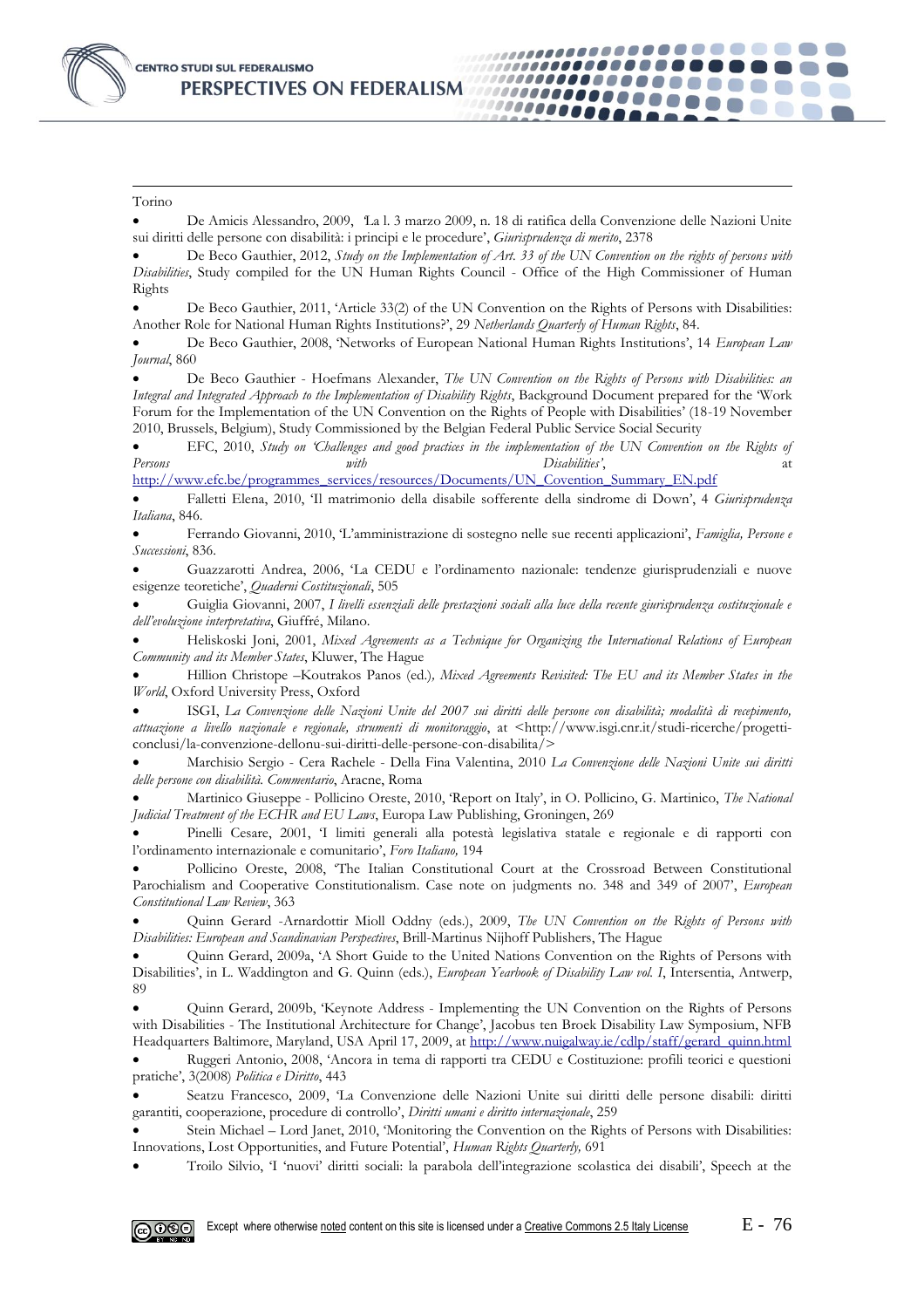Torino

- De Amicis Alessandro, 2009, 'La l. 3 marzo 2009, n. 18 di ratifica della Convenzione delle Nazioni Unite sui diritti delle persone con disabilità: i principi e le procedure', *Giurisprudenza di merito*, 2378
- De Beco Gauthier, 2012, *Study on the Implementation of Art. 33 of the UN Convention on the rights of persons with Disabilities*, Study compiled for the UN Human Rights Council - Office of the High Commissioner of Human Rights
- De Beco Gauthier, 2011, 'Article 33(2) of the UN Convention on the Rights of Persons with Disabilities: Another Role for National Human Rights Institutions?', 29 *Netherlands Quarterly of Human Rights*, 84.
- De Beco Gauthier, 2008, 'Networks of European National Human Rights Institutions', 14 *European Law Journal*, 860
- De Beco Gauthier - Hoefmans Alexander, *The UN Convention on the Rights of Persons with Disabilities: an Integral and Integrated Approach to the Implementation of Disability Rights*, Background Document prepared for the 'Work Forum for the Implementation of the UN Convention on the Rights of People with Disabilities' (18-19 November 2010, Brussels, Belgium), Study Commissioned by the Belgian Federal Public Service Social Security
- EFC, 2010, *Study on 'Challenges and good practices in the implementation of the UN Convention on the Rights of Persons with Disabilities'*, at http://www.efc.be/programmes_services/resources/Documents/UN_Covention_Summary_EN.pdf
- Falletti Elena, 2010, 'Il matrimonio della disabile sofferente della sindrome di Down', 4 *Giurisprudenza Italiana*, 846.
- Ferrando Giovanni, 2010, 'L'amministrazione di sostegno nelle sue recenti applicazioni', *Famiglia, Persone e Successioni*, 836.
- Guazzarotti Andrea, 2006, 'La CEDU e l'ordinamento nazionale: tendenze giurisprudenziali e nuove esigenze teoretiche', *Quaderni Costituzionali*, 505
- Guiglia Giovanni, 2007, *I livelli essenziali delle prestazioni sociali alla luce della recente giurisprudenza costituzionale e dell'evoluzione interpretativa*, Giuffré, Milano.
- Heliskoski Joni, 2001, *Mixed Agreements as a Technique for Organizing the International Relations of European Community and its Member States*, Kluwer, The Hague
- Hillion Christope –Koutrakos Panos (ed.)*, Mixed Agreements Revisited: The EU and its Member States in the World*, Oxford University Press, Oxford
- ISGI, *La Convenzione delle Nazioni Unite del 2007 sui diritti delle persone con disabilità; modalità di recepimento, attuazione a livello nazionale e regionale, strumenti di monitoraggio*, at <http://www.isgi.cnr.it/studi-ricerche/progetti-conclusi/la-convenzione-dellonu-sui-diritti-delle-persone-con-disabilita/>
- Marchisio Sergio - Cera Rachele - Della Fina Valentina, 2010 *La Convenzione delle Nazioni Unite sui diritti delle persone con disabilità. Commentario*, Aracne, Roma
- Martinico Giuseppe - Pollicino Oreste, 2010, 'Report on Italy', in O. Pollicino, G. Martinico, *The National Judicial Treatment of the ECHR and EU Laws*, Europa Law Publishing, Groningen, 269
- Pinelli Cesare, 2001, 'I limiti generali alla potestà legislativa statale e regionale e di rapporti con l'ordinamento internazionale e comunitario', *Foro Italiano,* 194
- Pollicino Oreste, 2008, 'The Italian Constitutional Court at the Crossroad Between Constitutional Parochialism and Cooperative Constitutionalism. Case note on judgments no. 348 and 349 of 2007', *European Constitutional Law Review*, 363
- Quinn Gerard -Arnardottir Mioll Oddny (eds.), 2009, *The UN Convention on the Rights of Persons with Disabilities: European and Scandinavian Perspectives*, Brill-Martinus Nijhoff Publishers, The Hague
- Quinn Gerard, 2009a, 'A Short Guide to the United Nations Convention on the Rights of Persons with Disabilities', in L. Waddington and G. Quinn (eds.), *European Yearbook of Disability Law vol. I*, Intersentia, Antwerp, 89
- Quinn Gerard, 2009b, 'Keynote Address - Implementing the UN Convention on the Rights of Persons with Disabilities - The Institutional Architecture for Change', Jacobus ten Broek Disability Law Symposium, NFB Headquarters Baltimore, Maryland, USA April 17, 2009, at http://www.nuigalway.ie/cdlp/staff/gerard_quinn.html
- Ruggeri Antonio, 2008, 'Ancora in tema di rapporti tra CEDU e Costituzione: profili teorici e questioni pratiche', 3(2008) *Politica e Diritto*, 443
- Seatzu Francesco, 2009, 'La Convenzione delle Nazioni Unite sui diritti delle persone disabili: diritti garantiti, cooperazione, procedure di controllo', *Diritti umani e diritto internazionale*, 259
- Stein Michael – Lord Janet, 2010, 'Monitoring the Convention on the Rights of Persons with Disabilities: Innovations, Lost Opportunities, and Future Potential', *Human Rights Quarterly,* 691
- Troilo Silvio, 'I 'nuovi' diritti sociali: la parabola dell'integrazione scolastica dei disabili', Speech at the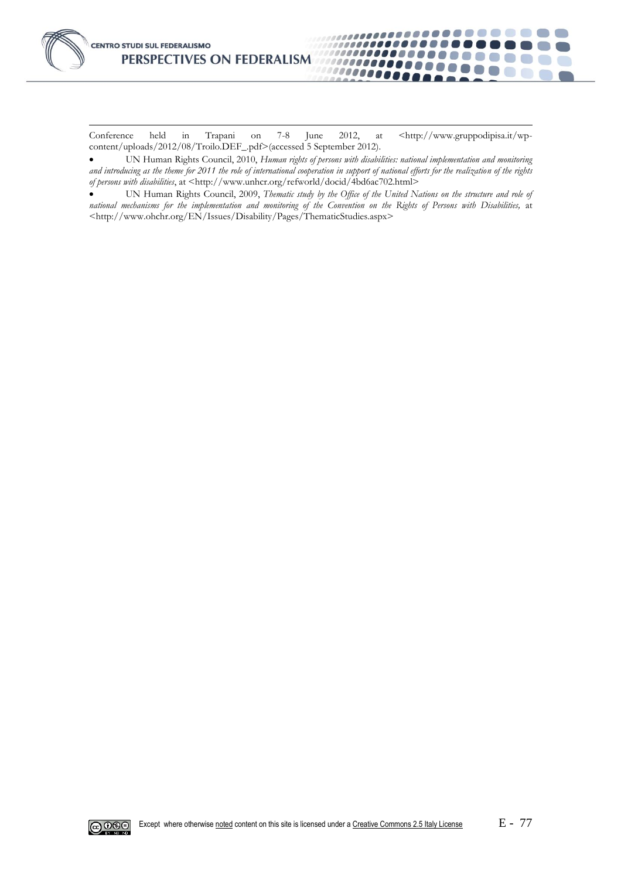Conference held in Trapani on 7-8 June 2012, at <http://www.gruppodipisa.it/wp-content/uploads/2012/08/Troilo.DEF_.pdf>(accessed 5 September 2012).

- UN Human Rights Council, 2010, *Human rights of persons with disabilities: national implementation and monitoring and introducing as the theme for 2011 the role of international cooperation in support of national efforts for the realization of the rights of persons with disabilities*, at <http://www.unhcr.org/refworld/docid/4bd6ac702.html>
- UN Human Rights Council, 2009, *Thematic study by the Office of the United Nations on the structure and role of national mechanisms for the implementation and monitoring of the Convention on the Rights of Persons with Disabilities,* at <http://www.ohchr.org/EN/Issues/Disability/Pages/ThematicStudies.aspx>